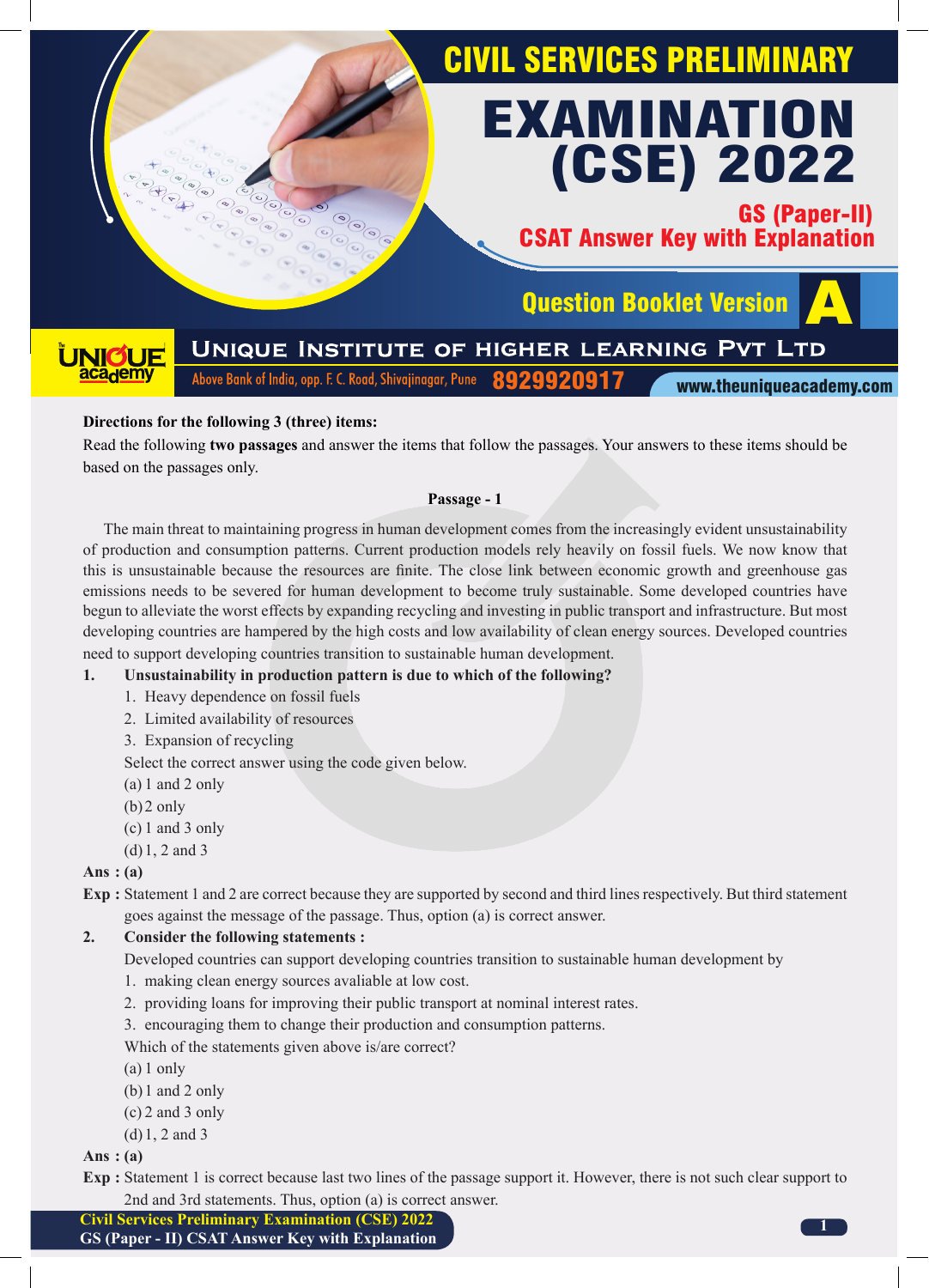# CIVIL SERVICES PRELIMINARY EXAMINATION (CSE) 2022

## GS (Paper-II) CSAT Answer Key with Explanation

### Question Booklet Version A

**Unique Institute of Higher Learning Pvt Ltd**

Above Bank of India, opp. F. C. Road, Shivajinagar, Pune 8929920917 www.theuniqueacademy.com

**Directions for the following 3 (three) items:**

Read the following **two passages** and answer the items that follow the passages. Your answers to these items should be based on the passages only.

**Passage - 1**

The main threat to maintaining progress in human development comes from the increasingly evident unsustainability of production and consumption patterns. Current production models rely heavily on fossil fuels. We now know that this is unsustainable because the resources are finite. The close link between economic growth and greenhouse gas emissions needs to be severed for human development to become truly sustainable. Some developed countries have begun to alleviate the worst effects by expanding recycling and investing in public transport and infrastructure. But most developing countries are hampered by the high costs and low availability of clean energy sources. Developed countries need to support developing countries transition to sustainable human development.

**1. Unsustainability in production pattern is due to which of the following?**

1. Heavy dependence on fossil fuels
2. Limited availability of resources
3. Expansion of recycling

Select the correct answer using the code given below.

(a) 1 and 2 only
(b) 2 only
(c) 1 and 3 only
(d) 1, 2 and 3

**Ans : (a)**

**Exp :** Statement 1 and 2 are correct because they are supported by second and third lines respectively. But third statement goes against the message of the passage. Thus, option (a) is correct answer.

**2. Consider the following statements :**

Developed countries can support developing countries transition to sustainable human development by

1. making clean energy sources avaliable at low cost.
2. providing loans for improving their public transport at nominal interest rates.
3. encouraging them to change their production and consumption patterns.

Which of the statements given above is/are correct?

(a) 1 only
(b) 1 and 2 only
(c) 2 and 3 only
(d) 1, 2 and 3

**Ans : (a)**

**Exp :** Statement 1 is correct because last two lines of the passage support it. However, there is not such clear support to 2nd and 3rd statements. Thus, option (a) is correct answer.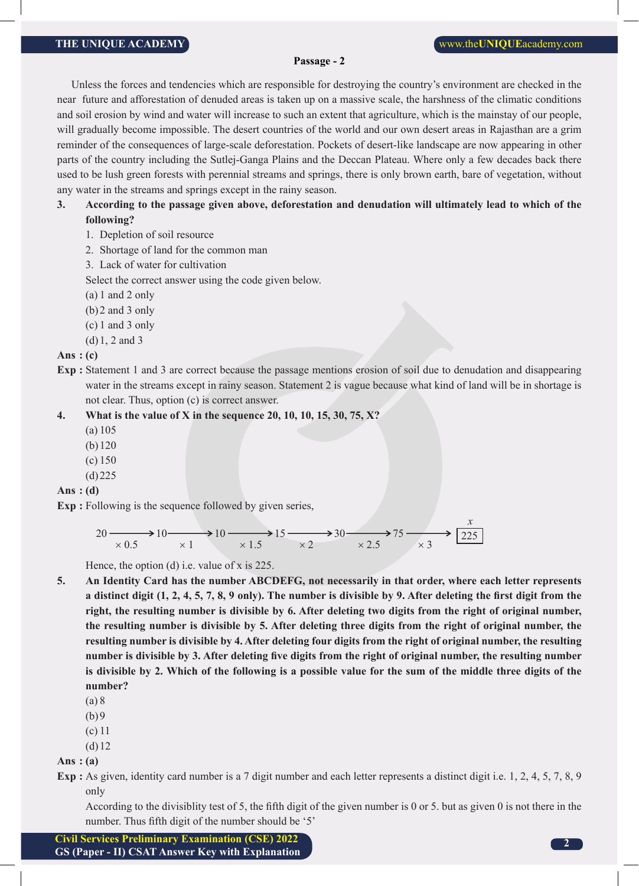### Passage - 2

Unless the forces and tendencies which are responsible for destroying the country's environment are checked in the near future and afforestation of denuded areas is taken up on a massive scale, the harshness of the climatic conditions and soil erosion by wind and water will increase to such an extent that agriculture, which is the mainstay of our people, will gradually become impossible. The desert countries of the world and our own desert areas in Rajasthan are a grim reminder of the consequences of large-scale deforestation. Pockets of desert-like landscape are now appearing in other parts of the country including the Sutlej-Ganga Plains and the Deccan Plateau. Where only a few decades back there used to be lush green forests with perennial streams and springs, there is only brown earth, bare of vegetation, without any water in the streams and springs except in the rainy season.

**3. According to the passage given above, deforestation and denudation will ultimately lead to which of the following?**

1. Depletion of soil resource
2. Shortage of land for the common man
3. Lack of water for cultivation

Select the correct answer using the code given below.

(a) 1 and 2 only
(b) 2 and 3 only
(c) 1 and 3 only
(d) 1, 2 and 3

**Ans : (c)**

**Exp :** Statement 1 and 3 are correct because the passage mentions erosion of soil due to denudation and disappearing water in the streams except in rainy season. Statement 2 is vague because what kind of land will be in shortage is not clear. Thus, option (c) is correct answer.

**4. What is the value of X in the sequence 20, 10, 10, 15, 30, 75, X?**

(a) 105
(b) 120
(c) 150
(d) 225

**Ans : (d)**

**Exp :** Following is the sequence followed by given series,

$$20 \xrightarrow{\times 0.5} 10 \xrightarrow{\times 1} 10 \xrightarrow{\times 1.5} 15 \xrightarrow{\times 2} 30 \xrightarrow{\times 2.5} 75 \xrightarrow{\times 3} \boxed{225}\ (x)$$

Hence, the option (d) i.e. value of x is 225.

**5. An Identity Card has the number ABCDEFG, not necessarily in that order, where each letter represents a distinct digit (1, 2, 4, 5, 7, 8, 9 only). The number is divisible by 9. After deleting the first digit from the right, the resulting number is divisible by 6. After deleting two digits from the right of original number, the resulting number is divisible by 5. After deleting three digits from the right of original number, the resulting number is divisible by 4. After deleting four digits from the right of original number, the resulting number is divisible by 3. After deleting five digits from the right of original number, the resulting number is divisible by 2. Which of the following is a possible value for the sum of the middle three digits of the number?**

(a) 8
(b) 9
(c) 11
(d) 12

**Ans : (a)**

**Exp :** As given, identity card number is a 7 digit number and each letter represents a distinct digit i.e. 1, 2, 4, 5, 7, 8, 9 only

According to the divisiblity test of 5, the fifth digit of the given number is 0 or 5. but as given 0 is not there in the number. Thus fifth digit of the number should be '5'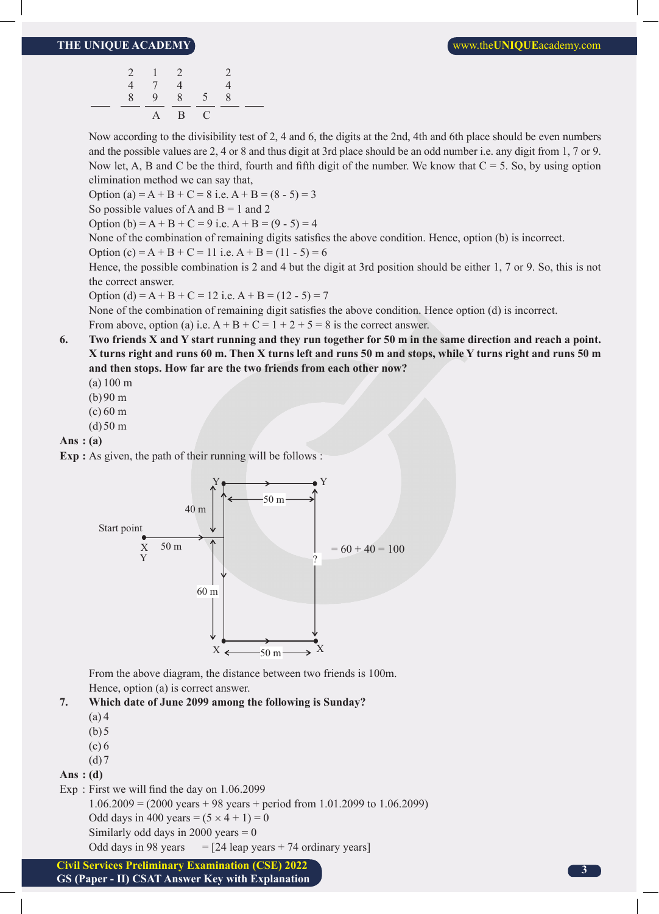|  | 2 | 1 | 2 |  | 2 |  |
|---|---|---|---|---|---|---|
|  | 4 | 7 | 4 |  | 4 |  |
| ___ | 8 | 9 | 8 | 5 | 8 | ___ |
|  |  | A | B | C |  |  |

Now according to the divisibility test of 2, 4 and 6, the digits at the 2nd, 4th and 6th place should be even numbers and the possible values are 2, 4 or 8 and thus digit at 3rd place should be an odd number i.e. any digit from 1, 7 or 9. Now let, A, B and C be the third, fourth and fifth digit of the number. We know that C = 5. So, by using option elimination method we can say that,

Option (a) = A + B + C = 8 i.e. A + B = (8 - 5) = 3

So possible values of A and B = 1 and 2

Option (b) = A + B + C = 9 i.e. A + B = (9 - 5) = 4

None of the combination of remaining digits satisfies the above condition. Hence, option (b) is incorrect.

Option (c) = A + B + C = 11 i.e. A + B = (11 - 5) = 6

Hence, the possible combination is 2 and 4 but the digit at 3rd position should be either 1, 7 or 9. So, this is not the correct answer.

Option (d) = A + B + C = 12 i.e. A + B = (12 - 5) = 7

None of the combination of remaining digit satisfies the above condition. Hence option (d) is incorrect.

From above, option (a) i.e. A + B + C = 1 + 2 + 5 = 8 is the correct answer.

**6. Two friends X and Y start running and they run together for 50 m in the same direction and reach a point. X turns right and runs 60 m. Then X turns left and runs 50 m and stops, while Y turns right and runs 50 m and then stops. How far are the two friends from each other now?**

(a) 100 m

(b) 90 m

(c) 60 m

(d) 50 m

**Ans : (a)**

**Exp :** As given, the path of their running will be follows :

Start point X Y — 50 m; 40 m; 60 m; 50 m; 50 m; ? = 60 + 40 = 100

From the above diagram, the distance between two friends is 100m.

Hence, option (a) is correct answer.

**7. Which date of June 2099 among the following is Sunday?**

(a) 4

(b) 5

(c) 6

(d) 7

**Ans : (d)**

Exp : First we will find the day on 1.06.2099

1.06.2009 = (2000 years + 98 years + period from 1.01.2099 to 1.06.2099)

Odd days in 400 years = (5 × 4 + 1) = 0

Similarly odd days in 2000 years = 0

Odd days in 98 years = [24 leap years + 74 ordinary years]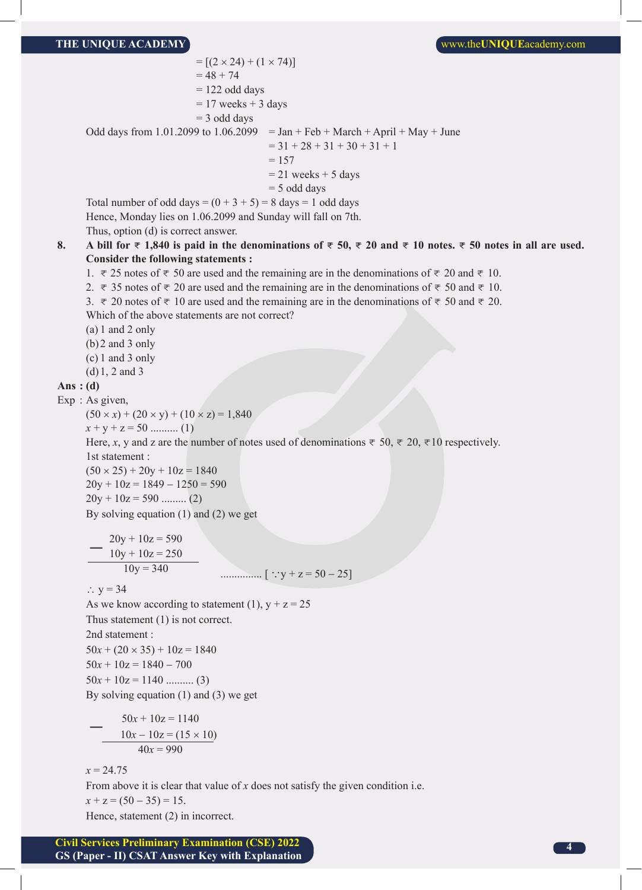$= [(2 \times 24) + (1 \times 74)]$
$= 48 + 74$
$= 122$ odd days
$= 17$ weeks $+ 3$ days
$= 3$ odd days

Odd days from 1.01.2099 to 1.06.2099 = Jan + Feb + March + April + May + June
$= 31 + 28 + 31 + 30 + 31 + 1$
$= 157$
$= 21$ weeks $+ 5$ days
$= 5$ odd days

Total number of odd days $= (0 + 3 + 5) = 8$ days $= 1$ odd days

Hence, Monday lies on 1.06.2099 and Sunday will fall on 7th.

Thus, option (d) is correct answer.

**8. A bill for ₹ 1,840 is paid in the denominations of ₹ 50, ₹ 20 and ₹ 10 notes. ₹ 50 notes in all are used. Consider the following statements :**

1. ₹ 25 notes of ₹ 50 are used and the remaining are in the denominations of ₹ 20 and ₹ 10.
2. ₹ 35 notes of ₹ 20 are used and the remaining are in the denominations of ₹ 50 and ₹ 10.
3. ₹ 20 notes of ₹ 10 are used and the remaining are in the denominations of ₹ 50 and ₹ 20.

Which of the above statements are not correct?

(a) 1 and 2 only
(b) 2 and 3 only
(c) 1 and 3 only
(d) 1, 2 and 3

**Ans : (d)**

Exp : As given,

$(50 \times x) + (20 \times y) + (10 \times z) = 1{,}840$

$x + y + z = 50$ .......... (1)

Here, $x$, y and z are the number of notes used of denominations ₹ 50, ₹ 20, ₹10 respectively.

1st statement :

$(50 \times 25) + 20y + 10z = 1840$

$20y + 10z = 1849 - 1250 = 590$

$20y + 10z = 590$ ......... (2)

By solving equation (1) and (2) we get

$$
\begin{array}{rl}
 & 20y + 10z = 590 \\
- & 10y + 10z = 250 \\
\hline
 & 10y = 340
\end{array}
$$

............... [ $\because y + z = 50 - 25$]

$\therefore$ y = 34

As we know according to statement (1), y + z = 25

Thus statement (1) is not correct.

2nd statement :

$50x + (20 \times 35) + 10z = 1840$

$50x + 10z = 1840 - 700$

$50x + 10z = 1140$ .......... (3)

By solving equation (1) and (3) we get

$$
\begin{array}{rl}
 & 50x + 10z = 1140 \\
- & 10x - 10z = (15 \times 10) \\
\hline
 & 40x = 990
\end{array}
$$

$x = 24.75$

From above it is clear that value of $x$ does not satisfy the given condition i.e.

$x + z = (50 - 35) = 15.$

Hence, statement (2) in incorrect.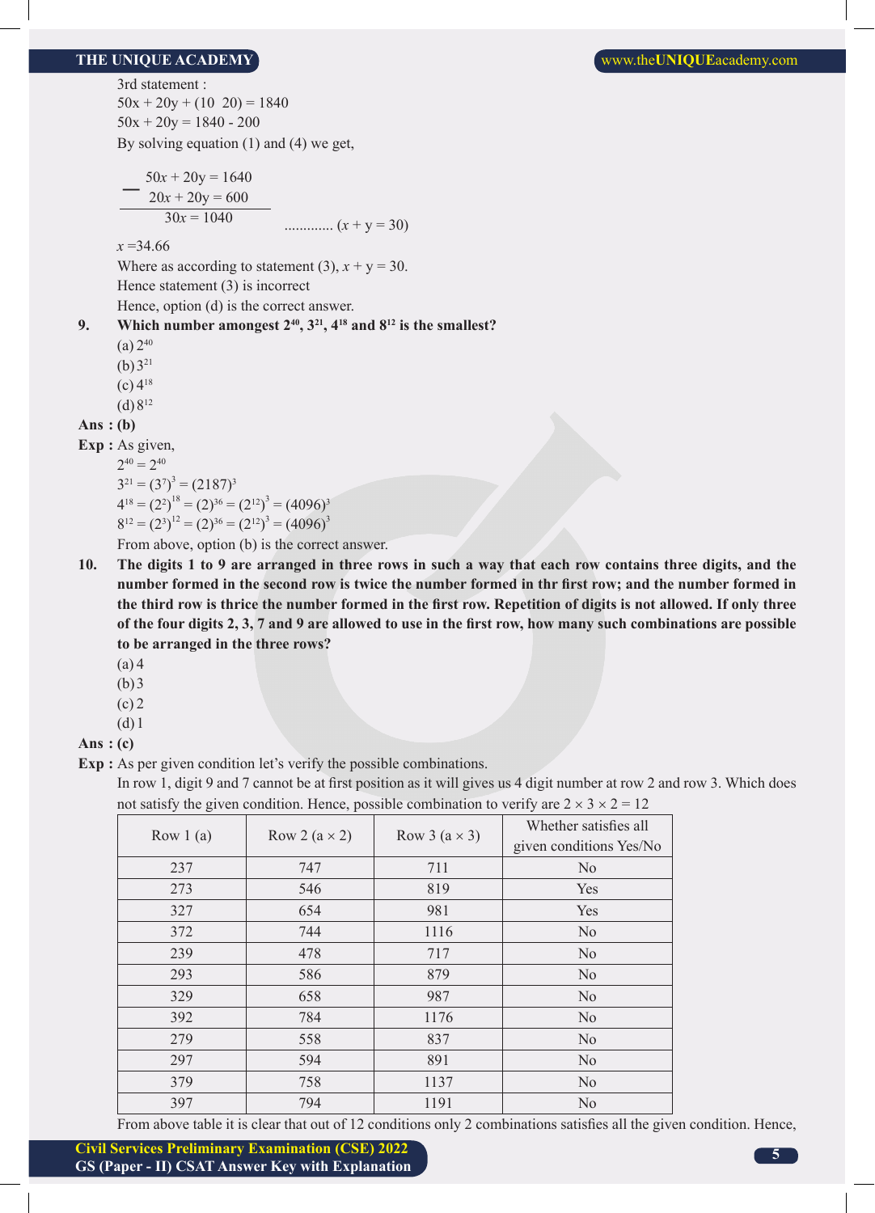3rd statement :

$50x + 20y + (10\ \ 20) = 1840$

$50x + 20y = 1840 - 200$

By solving equation (1) and (4) we get,

$$
\begin{array}{r}
50x + 20y = 1640 \\
- \quad 20x + 20y = 600 \\
\hline
30x = 1040
\end{array}
\qquad \text{.............} (x + y = 30)
$$

$x = 34.66$

Where as according to statement (3), $x + y = 30$.

Hence statement (3) is incorrect

Hence, option (d) is the correct answer.

**9. Which number amongest $2^{40}$, $3^{21}$, $4^{18}$ and $8^{12}$ is the smallest?**

(a) $2^{40}$

(b) $3^{21}$

(c) $4^{18}$

(d) $8^{12}$

**Ans : (b)**

**Exp :** As given,

$2^{40} = 2^{40}$

$3^{21} = (3^7)^3 = (2187)^3$

$4^{18} = (2^2)^{18} = (2)^{36} = (2^{12})^3 = (4096)^3$

$8^{12} = (2^3)^{12} = (2)^{36} = (2^{12})^3 = (4096)^3$

From above, option (b) is the correct answer.

**10. The digits 1 to 9 are arranged in three rows in such a way that each row contains three digits, and the number formed in the second row is twice the number formed in thr first row; and the number formed in the third row is thrice the number formed in the first row. Repetition of digits is not allowed. If only three of the four digits 2, 3, 7 and 9 are allowed to use in the first row, how many such combinations are possible to be arranged in the three rows?**

(a) 4

(b) 3

(c) 2

(d) 1

**Ans : (c)**

**Exp :** As per given condition let's verify the possible combinations.

In row 1, digit 9 and 7 cannot be at first position as it will gives us 4 digit number at row 2 and row 3. Which does not satisfy the given condition. Hence, possible combination to verify are $2 \times 3 \times 2 = 12$

| Row 1 (a) | Row 2 (a × 2) | Row 3 (a × 3) | Whether satisfies all given conditions Yes/No |
|---|---|---|---|
| 237 | 747 | 711 | No |
| 273 | 546 | 819 | Yes |
| 327 | 654 | 981 | Yes |
| 372 | 744 | 1116 | No |
| 239 | 478 | 717 | No |
| 293 | 586 | 879 | No |
| 329 | 658 | 987 | No |
| 392 | 784 | 1176 | No |
| 279 | 558 | 837 | No |
| 297 | 594 | 891 | No |
| 379 | 758 | 1137 | No |
| 397 | 794 | 1191 | No |

From above table it is clear that out of 12 conditions only 2 combinations satisfies all the given condition. Hence,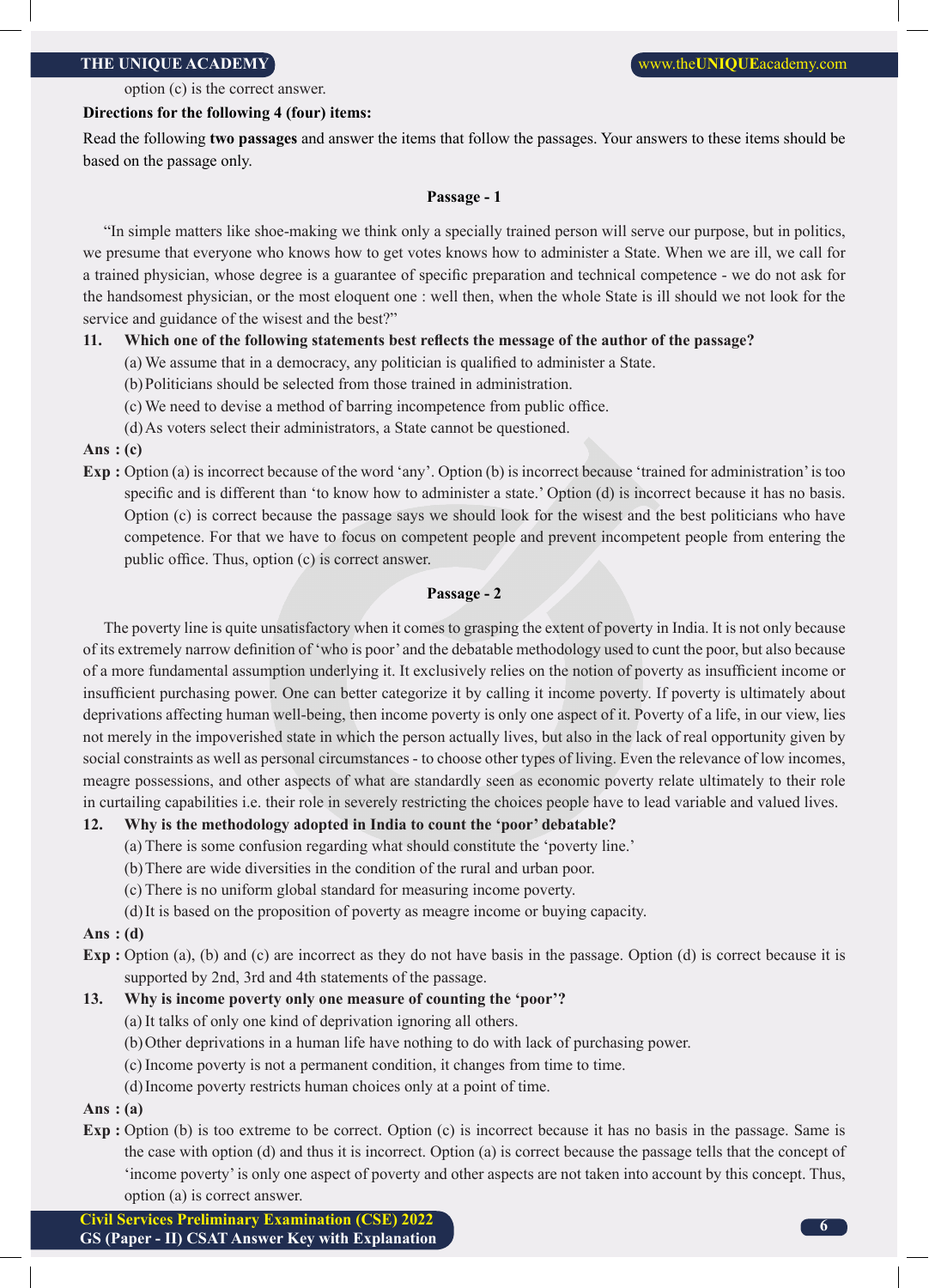option (c) is the correct answer.

**Directions for the following 4 (four) items:**

Read the following **two passages** and answer the items that follow the passages. Your answers to these items should be based on the passage only.

**Passage - 1**

"In simple matters like shoe-making we think only a specially trained person will serve our purpose, but in politics, we presume that everyone who knows how to get votes knows how to administer a State. When we are ill, we call for a trained physician, whose degree is a guarantee of specific preparation and technical competence - we do not ask for the handsomest physician, or the most eloquent one : well then, when the whole State is ill should we not look for the service and guidance of the wisest and the best?"

**11. Which one of the following statements best reflects the message of the author of the passage?**

(a) We assume that in a democracy, any politician is qualified to administer a State.

(b) Politicians should be selected from those trained in administration.

(c) We need to devise a method of barring incompetence from public office.

(d) As voters select their administrators, a State cannot be questioned.

**Ans : (c)**

**Exp :** Option (a) is incorrect because of the word 'any'. Option (b) is incorrect because 'trained for administration' is too specific and is different than 'to know how to administer a state.' Option (d) is incorrect because it has no basis. Option (c) is correct because the passage says we should look for the wisest and the best politicians who have competence. For that we have to focus on competent people and prevent incompetent people from entering the public office. Thus, option (c) is correct answer.

**Passage - 2**

The poverty line is quite unsatisfactory when it comes to grasping the extent of poverty in India. It is not only because of its extremely narrow definition of 'who is poor' and the debatable methodology used to cunt the poor, but also because of a more fundamental assumption underlying it. It exclusively relies on the notion of poverty as insufficient income or insufficient purchasing power. One can better categorize it by calling it income poverty. If poverty is ultimately about deprivations affecting human well-being, then income poverty is only one aspect of it. Poverty of a life, in our view, lies not merely in the impoverished state in which the person actually lives, but also in the lack of real opportunity given by social constraints as well as personal circumstances - to choose other types of living. Even the relevance of low incomes, meagre possessions, and other aspects of what are standardly seen as economic poverty relate ultimately to their role in curtailing capabilities i.e. their role in severely restricting the choices people have to lead variable and valued lives.

**12. Why is the methodology adopted in India to count the 'poor' debatable?**

(a) There is some confusion regarding what should constitute the 'poverty line.'

(b) There are wide diversities in the condition of the rural and urban poor.

(c) There is no uniform global standard for measuring income poverty.

(d) It is based on the proposition of poverty as meagre income or buying capacity.

**Ans : (d)**

**Exp :** Option (a), (b) and (c) are incorrect as they do not have basis in the passage. Option (d) is correct because it is supported by 2nd, 3rd and 4th statements of the passage.

**13. Why is income poverty only one measure of counting the 'poor'?**

(a) It talks of only one kind of deprivation ignoring all others.

(b) Other deprivations in a human life have nothing to do with lack of purchasing power.

(c) Income poverty is not a permanent condition, it changes from time to time.

(d) Income poverty restricts human choices only at a point of time.

**Ans : (a)**

**Exp :** Option (b) is too extreme to be correct. Option (c) is incorrect because it has no basis in the passage. Same is the case with option (d) and thus it is incorrect. Option (a) is correct because the passage tells that the concept of 'income poverty' is only one aspect of poverty and other aspects are not taken into account by this concept. Thus, option (a) is correct answer.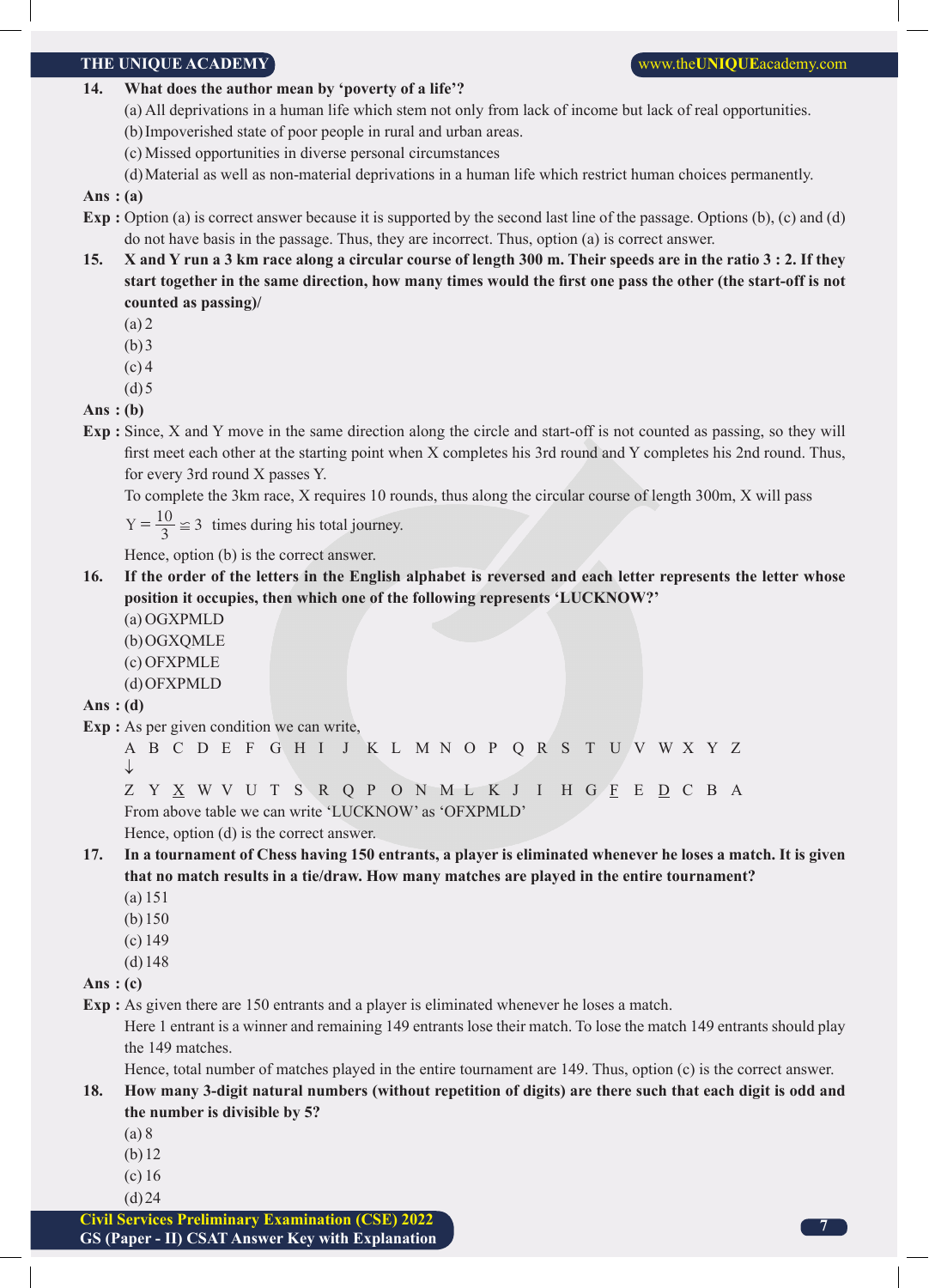**14. What does the author mean by 'poverty of a life'?**

(a) All deprivations in a human life which stem not only from lack of income but lack of real opportunities.

(b) Impoverished state of poor people in rural and urban areas.

(c) Missed opportunities in diverse personal circumstances

(d) Material as well as non-material deprivations in a human life which restrict human choices permanently.

**Ans : (a)**

**Exp :** Option (a) is correct answer because it is supported by the second last line of the passage. Options (b), (c) and (d) do not have basis in the passage. Thus, they are incorrect. Thus, option (a) is correct answer.

**15. X and Y run a 3 km race along a circular course of length 300 m. Their speeds are in the ratio 3 : 2. If they start together in the same direction, how many times would the first one pass the other (the start-off is not counted as passing)/**

(a) 2

(b) 3

(c) 4

(d) 5

**Ans : (b)**

**Exp :** Since, X and Y move in the same direction along the circle and start-off is not counted as passing, so they will first meet each other at the starting point when X completes his 3rd round and Y completes his 2nd round. Thus, for every 3rd round X passes Y.

To complete the 3km race, X requires 10 rounds, thus along the circular course of length 300m, X will pass

$Y = \frac{10}{3} \cong 3$ times during his total journey.

Hence, option (b) is the correct answer.

**16. If the order of the letters in the English alphabet is reversed and each letter represents the letter whose position it occupies, then which one of the following represents 'LUCKNOW?'**

(a) OGXPMLD

(b) OGXQMLE

(c) OFXPMLE

(d) OFXPMLD

**Ans : (d)**

**Exp :** As per given condition we can write,

A B C D E F G H I J K L M N O P Q R S T U V W X Y Z

↓

Z Y X W V U T S R Q P O N M L K J I H G F E D C B A

From above table we can write 'LUCKNOW' as 'OFXPMLD'

Hence, option (d) is the correct answer.

**17. In a tournament of Chess having 150 entrants, a player is eliminated whenever he loses a match. It is given that no match results in a tie/draw. How many matches are played in the entire tournament?**

(a) 151

(b) 150

(c) 149

(d) 148

**Ans : (c)**

**Exp :** As given there are 150 entrants and a player is eliminated whenever he loses a match.

Here 1 entrant is a winner and remaining 149 entrants lose their match. To lose the match 149 entrants should play the 149 matches.

Hence, total number of matches played in the entire tournament are 149. Thus, option (c) is the correct answer.

**18. How many 3-digit natural numbers (without repetition of digits) are there such that each digit is odd and the number is divisible by 5?**

(a) 8

(b) 12

(c) 16

(d) 24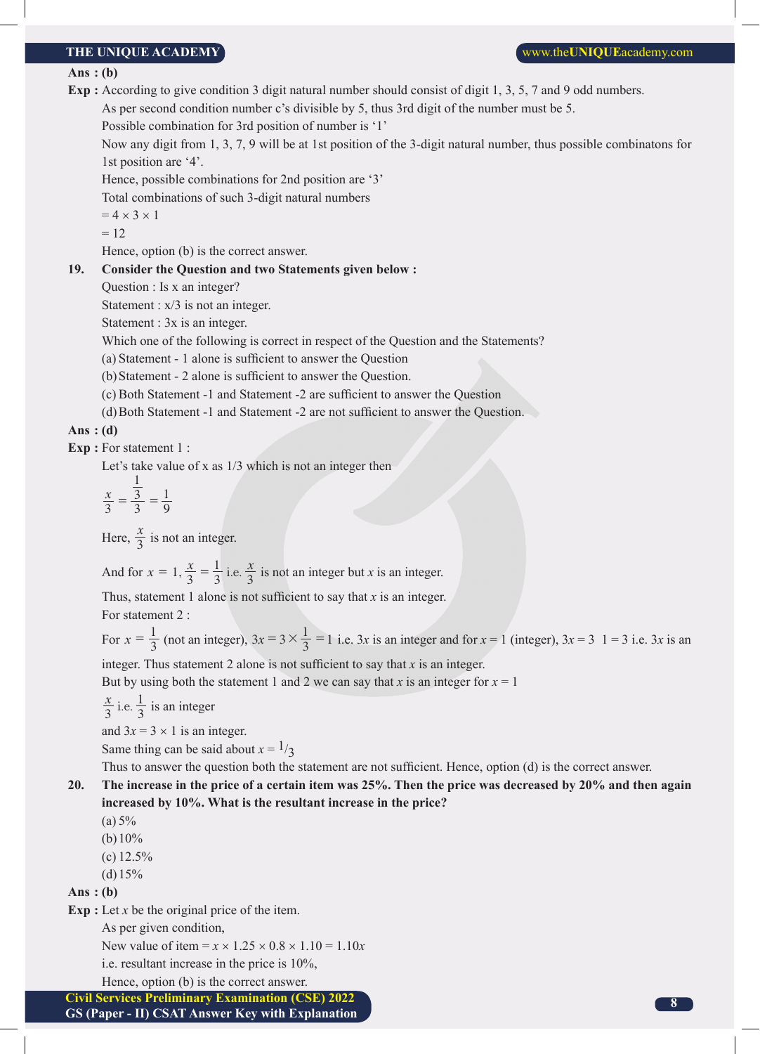**Ans : (b)**

**Exp :** According to give condition 3 digit natural number should consist of digit 1, 3, 5, 7 and 9 odd numbers.

As per second condition number c's divisible by 5, thus 3rd digit of the number must be 5.

Possible combination for 3rd position of number is '1'

Now any digit from 1, 3, 7, 9 will be at 1st position of the 3-digit natural number, thus possible combinatons for 1st position are '4'.

Hence, possible combinations for 2nd position are '3'

Total combinations of such 3-digit natural numbers

$= 4 \times 3 \times 1$

$= 12$

Hence, option (b) is the correct answer.

**19. Consider the Question and two Statements given below :**

Question : Is x an integer?

Statement : x/3 is not an integer.

Statement : 3x is an integer.

Which one of the following is correct in respect of the Question and the Statements?

(a) Statement - 1 alone is sufficient to answer the Question

(b) Statement - 2 alone is sufficient to answer the Question.

(c) Both Statement -1 and Statement -2 are sufficient to answer the Question

(d) Both Statement -1 and Statement -2 are not sufficient to answer the Question.

**Ans : (d)**

**Exp :** For statement 1 :

Let's take value of x as 1/3 which is not an integer then

$$\frac{x}{3} = \frac{\frac{1}{3}}{3} = \frac{1}{9}$$

Here, $\frac{x}{3}$ is not an integer.

And for $x = 1, \frac{x}{3} = \frac{1}{3}$ i.e. $\frac{x}{3}$ is not an integer but $x$ is an integer.

Thus, statement 1 alone is not sufficient to say that $x$ is an integer.

For statement 2 :

For $x = \frac{1}{3}$ (not an integer), $3x = 3 \times \frac{1}{3} = 1$ i.e. $3x$ is an integer and for $x = 1$ (integer), $3x = 3 \quad 1 = 3$ i.e. $3x$ is an integer. Thus statement 2 alone is not sufficient to say that $x$ is an integer.

But by using both the statement 1 and 2 we can say that $x$ is an integer for $x = 1$

$\frac{x}{3}$ i.e. $\frac{1}{3}$ is an integer

and $3x = 3 \times 1$ is an integer.

Same thing can be said about $x = {}^{1}/_{3}$

Thus to answer the question both the statement are not sufficient. Hence, option (d) is the correct answer.

**20. The increase in the price of a certain item was 25%. Then the price was decreased by 20% and then again increased by 10%. What is the resultant increase in the price?**

(a) 5%

(b) 10%

(c) 12.5%

(d) 15%

**Ans : (b)**

**Exp :** Let $x$ be the original price of the item.

As per given condition,

New value of item $= x \times 1.25 \times 0.8 \times 1.10 = 1.10x$

i.e. resultant increase in the price is 10%,

Hence, option (b) is the correct answer.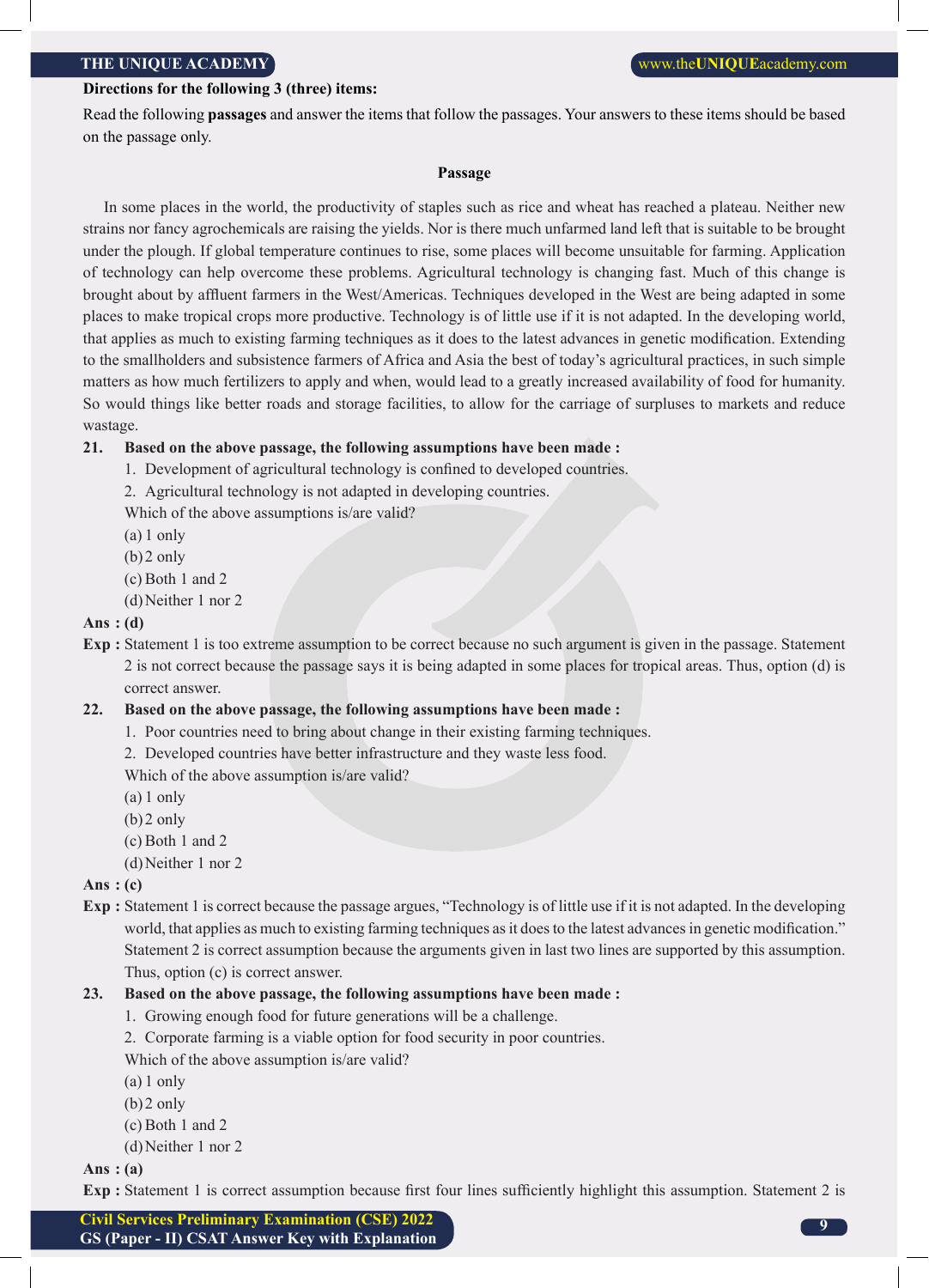**Directions for the following 3 (three) items:**

Read the following **passages** and answer the items that follow the passages. Your answers to these items should be based on the passage only.

**Passage**

In some places in the world, the productivity of staples such as rice and wheat has reached a plateau. Neither new strains nor fancy agrochemicals are raising the yields. Nor is there much unfarmed land left that is suitable to be brought under the plough. If global temperature continues to rise, some places will become unsuitable for farming. Application of technology can help overcome these problems. Agricultural technology is changing fast. Much of this change is brought about by affluent farmers in the West/Americas. Techniques developed in the West are being adapted in some places to make tropical crops more productive. Technology is of little use if it is not adapted. In the developing world, that applies as much to existing farming techniques as it does to the latest advances in genetic modification. Extending to the smallholders and subsistence farmers of Africa and Asia the best of today's agricultural practices, in such simple matters as how much fertilizers to apply and when, would lead to a greatly increased availability of food for humanity. So would things like better roads and storage facilities, to allow for the carriage of surpluses to markets and reduce wastage.

**21. Based on the above passage, the following assumptions have been made :**

1. Development of agricultural technology is confined to developed countries.
2. Agricultural technology is not adapted in developing countries.

Which of the above assumptions is/are valid?

(a) 1 only
(b) 2 only
(c) Both 1 and 2
(d) Neither 1 nor 2

**Ans : (d)**

**Exp :** Statement 1 is too extreme assumption to be correct because no such argument is given in the passage. Statement 2 is not correct because the passage says it is being adapted in some places for tropical areas. Thus, option (d) is correct answer.

**22. Based on the above passage, the following assumptions have been made :**

1. Poor countries need to bring about change in their existing farming techniques.
2. Developed countries have better infrastructure and they waste less food.

Which of the above assumption is/are valid?

(a) 1 only
(b) 2 only
(c) Both 1 and 2
(d) Neither 1 nor 2

**Ans : (c)**

**Exp :** Statement 1 is correct because the passage argues, "Technology is of little use if it is not adapted. In the developing world, that applies as much to existing farming techniques as it does to the latest advances in genetic modification." Statement 2 is correct assumption because the arguments given in last two lines are supported by this assumption. Thus, option (c) is correct answer.

**23. Based on the above passage, the following assumptions have been made :**

1. Growing enough food for future generations will be a challenge.
2. Corporate farming is a viable option for food security in poor countries.

Which of the above assumption is/are valid?

(a) 1 only
(b) 2 only
(c) Both 1 and 2
(d) Neither 1 nor 2

**Ans : (a)**

**Exp :** Statement 1 is correct assumption because first four lines sufficiently highlight this assumption. Statement 2 is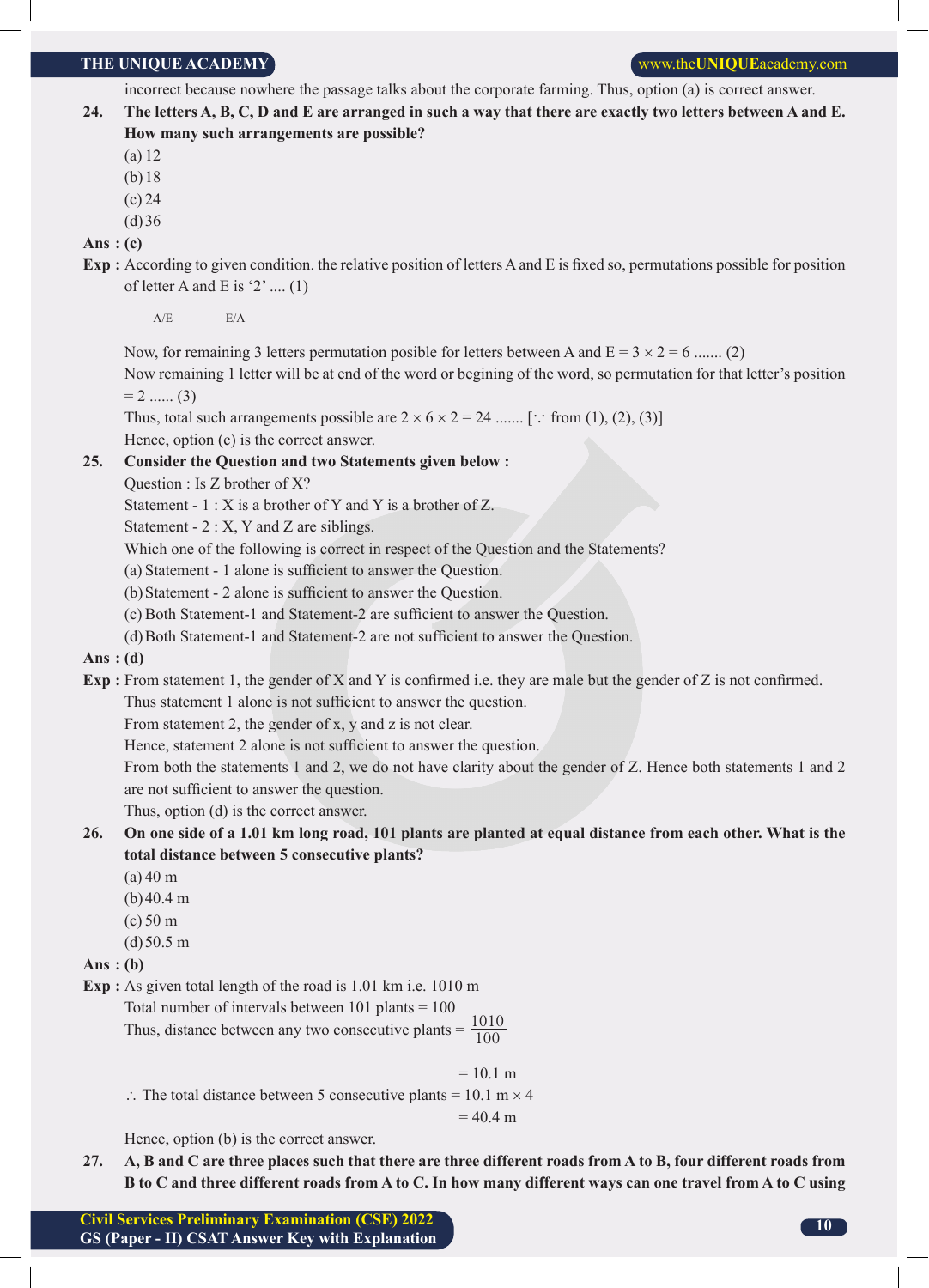incorrect because nowhere the passage talks about the corporate farming. Thus, option (a) is correct answer.

**24. The letters A, B, C, D and E are arranged in such a way that there are exactly two letters between A and E. How many such arrangements are possible?**

(a) 12

(b) 18

(c) 24

(d) 36

**Ans : (c)**

**Exp :** According to given condition. the relative position of letters A and E is fixed so, permutations possible for position of letter A and E is '2' .... (1)

___ A/E ___ ___ E/A ___

Now, for remaining 3 letters permutation posible for letters between A and E = 3 × 2 = 6 ....... (2)

Now remaining 1 letter will be at end of the word or begining of the word, so permutation for that letter's position = 2 ...... (3)

Thus, total such arrangements possible are 2 × 6 × 2 = 24 ....... [∵ from (1), (2), (3)]

Hence, option (c) is the correct answer.

**25. Consider the Question and two Statements given below :**

Question : Is Z brother of X?

Statement - 1 : X is a brother of Y and Y is a brother of Z.

Statement - 2 : X, Y and Z are siblings.

Which one of the following is correct in respect of the Question and the Statements?

(a) Statement - 1 alone is sufficient to answer the Question.

(b) Statement - 2 alone is sufficient to answer the Question.

(c) Both Statement-1 and Statement-2 are sufficient to answer the Question.

(d) Both Statement-1 and Statement-2 are not sufficient to answer the Question.

**Ans : (d)**

**Exp :** From statement 1, the gender of X and Y is confirmed i.e. they are male but the gender of Z is not confirmed. Thus statement 1 alone is not sufficient to answer the question.

From statement 2, the gender of x, y and z is not clear.

Hence, statement 2 alone is not sufficient to answer the question.

From both the statements 1 and 2, we do not have clarity about the gender of Z. Hence both statements 1 and 2 are not sufficient to answer the question.

Thus, option (d) is the correct answer.

**26. On one side of a 1.01 km long road, 101 plants are planted at equal distance from each other. What is the total distance between 5 consecutive plants?**

(a) 40 m

(b) 40.4 m

(c) 50 m

(d) 50.5 m

**Ans : (b)**

**Exp :** As given total length of the road is 1.01 km i.e. 1010 m

Total number of intervals between 101 plants = 100

Thus, distance between any two consecutive plants = $\frac{1010}{100}$

= 10.1 m

∴ The total distance between 5 consecutive plants = 10.1 m × 4

= 40.4 m

Hence, option (b) is the correct answer.

**27. A, B and C are three places such that there are three different roads from A to B, four different roads from B to C and three different roads from A to C. In how many different ways can one travel from A to C using**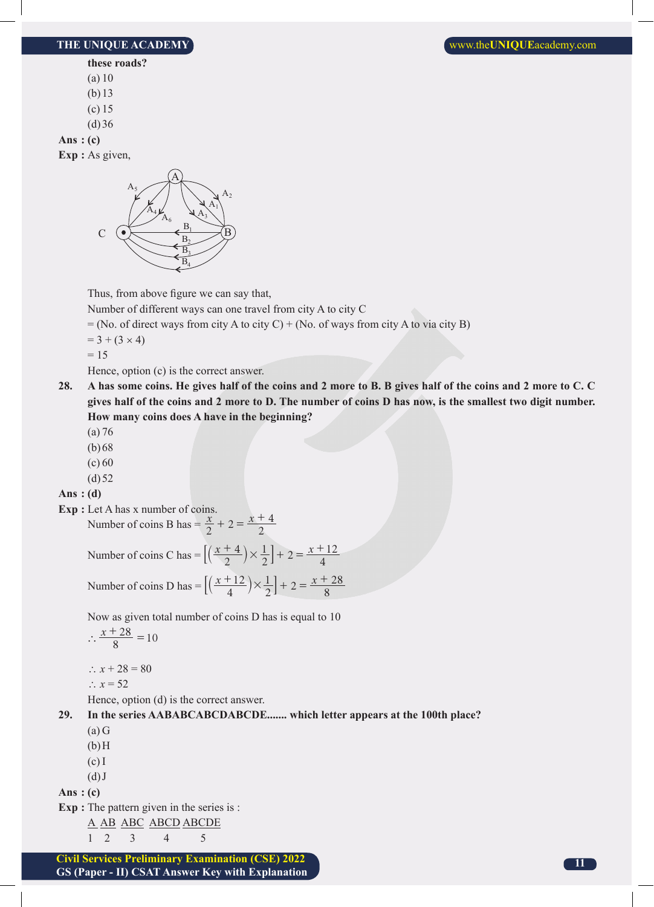these roads?

(a) 10

(b) 13

(c) 15

(d) 36

**Ans : (c)**

**Exp :** As given,

Thus, from above figure we can say that,

Number of different ways can one travel from city A to city C

= (No. of direct ways from city A to city C) + (No. of ways from city A to via city B)

= 3 + (3 × 4)

= 15

Hence, option (c) is the correct answer.

**28. A has some coins. He gives half of the coins and 2 more to B. B gives half of the coins and 2 more to C. C gives half of the coins and 2 more to D. The number of coins D has now, is the smallest two digit number. How many coins does A have in the beginning?**

(a) 76

(b) 68

(c) 60

(d) 52

**Ans : (d)**

**Exp :** Let A has x number of coins.

Number of coins B has $= \frac{x}{2} + 2 = \frac{x+4}{2}$

Number of coins C has $= \left[\left(\frac{x+4}{2}\right) \times \frac{1}{2}\right] + 2 = \frac{x+12}{4}$

Number of coins D has $= \left[\left(\frac{x+12}{4}\right) \times \frac{1}{2}\right] + 2 = \frac{x+28}{8}$

Now as given total number of coins D has is equal to 10

$\therefore \frac{x+28}{8} = 10$

$\therefore x + 28 = 80$

$\therefore x = 52$

Hence, option (d) is the correct answer.

**29. In the series AABABCABCDABCDE....... which letter appears at the 100th place?**

(a) G

(b) H

(c) I

(d) J

**Ans : (c)**

**Exp :** The pattern given in the series is :

A AB ABC ABCD ABCDE

1 2 3 4 5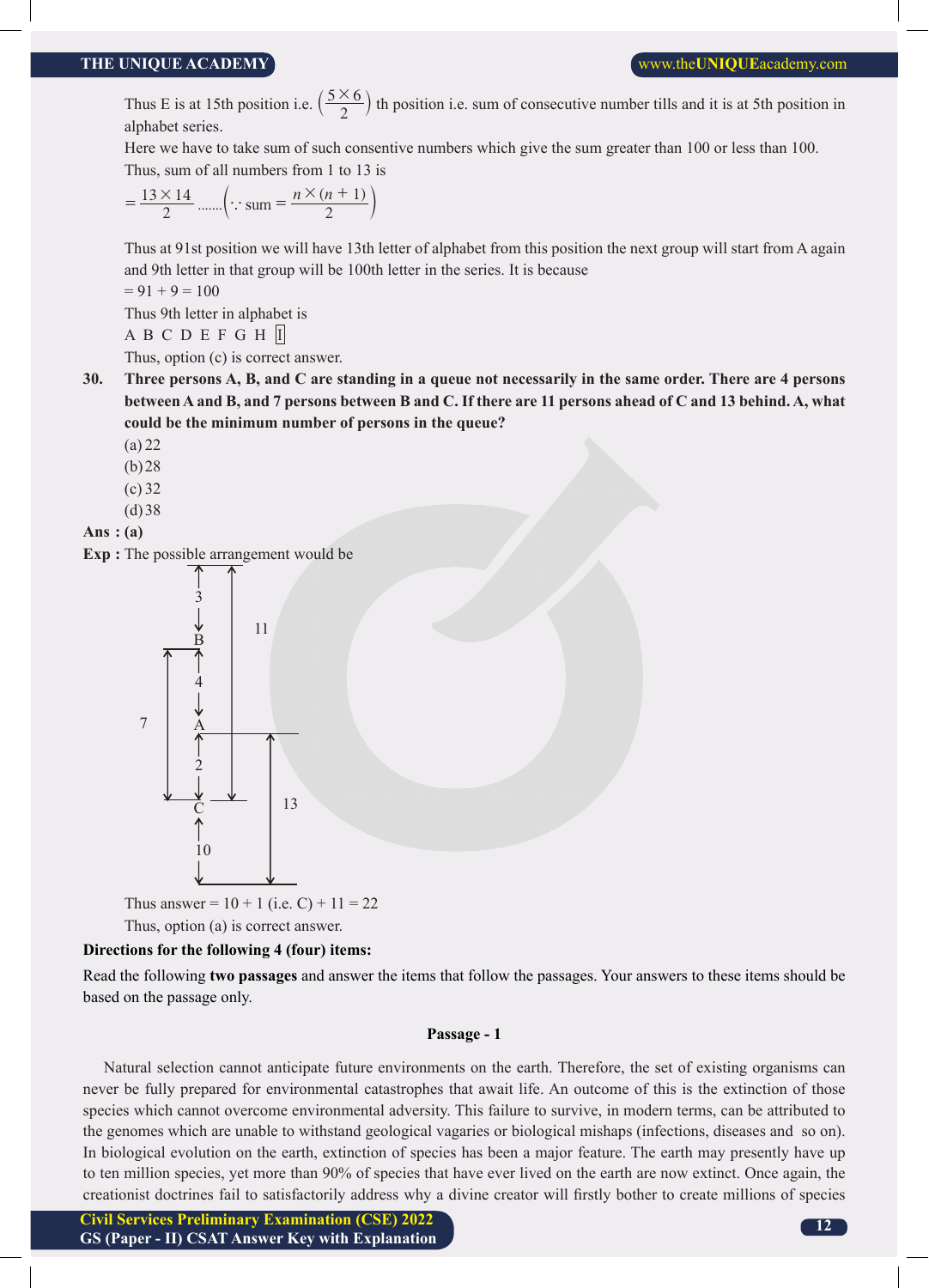Thus E is at 15th position i.e. $\left(\frac{5\times 6}{2}\right)$ th position i.e. sum of consecutive number tills and it is at 5th position in alphabet series.

Here we have to take sum of such consentive numbers which give the sum greater than 100 or less than 100.

Thus, sum of all numbers from 1 to 13 is

$= \frac{13 \times 14}{2}$ ....... $\left(\because \text{sum} = \frac{n \times (n+1)}{2}\right)$

Thus at 91st position we will have 13th letter of alphabet from this position the next group will start from A again and 9th letter in that group will be 100th letter in the series. It is because

= 91 + 9 = 100

Thus 9th letter in alphabet is

A B C D E F G H [I]

Thus, option (c) is correct answer.

**30. Three persons A, B, and C are standing in a queue not necessarily in the same order. There are 4 persons between A and B, and 7 persons between B and C. If there are 11 persons ahead of C and 13 behind. A, what could be the minimum number of persons in the queue?**

(a) 22

(b) 28

(c) 32

(d) 38

**Ans : (a)**

**Exp :** The possible arrangement would be

```
   ↑
   3
   ↓
   B          (11 persons ahead of C)
   ↑
   4
   ↓          (7 persons between B and C)
   A
   ↑
   2          (13 persons behind A)
   ↓
   C
   ↑
   10
   ↓
```

Thus answer = 10 + 1 (i.e. C) + 11 = 22

Thus, option (a) is correct answer.

**Directions for the following 4 (four) items:**

Read the following **two passages** and answer the items that follow the passages. Your answers to these items should be based on the passage only.

**Passage - 1**

Natural selection cannot anticipate future environments on the earth. Therefore, the set of existing organisms can never be fully prepared for environmental catastrophes that await life. An outcome of this is the extinction of those species which cannot overcome environmental adversity. This failure to survive, in modern terms, can be attributed to the genomes which are unable to withstand geological vagaries or biological mishaps (infections, diseases and so on). In biological evolution on the earth, extinction of species has been a major feature. The earth may presently have up to ten million species, yet more than 90% of species that have ever lived on the earth are now extinct. Once again, the creationist doctrines fail to satisfactorily address why a divine creator will firstly bother to create millions of species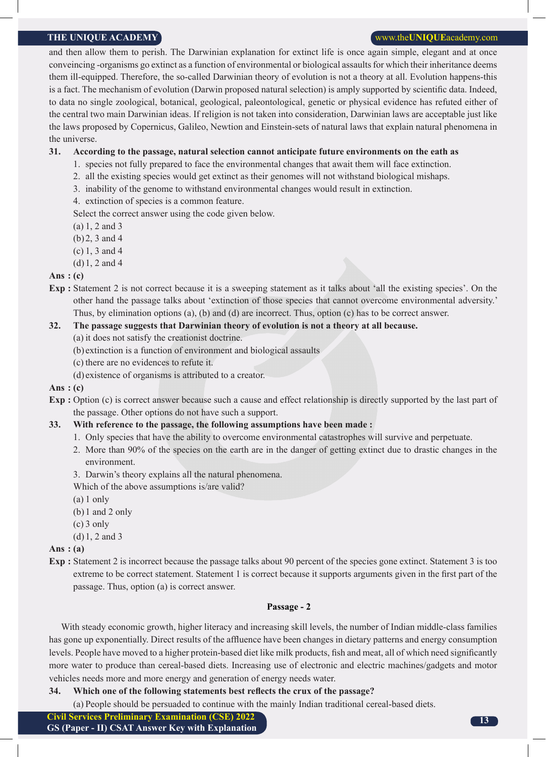and then allow them to perish. The Darwinian explanation for extinct life is once again simple, elegant and at once conveincing -organisms go extinct as a function of environmental or biological assaults for which their inheritance deems them ill-equipped. Therefore, the so-called Darwinian theory of evolution is not a theory at all. Evolution happens-this is a fact. The mechanism of evolution (Darwin proposed natural selection) is amply supported by scientific data. Indeed, to data no single zoological, botanical, geological, paleontological, genetic or physical evidence has refuted either of the central two main Darwinian ideas. If religion is not taken into consideration, Darwinian laws are acceptable just like the laws proposed by Copernicus, Galileo, Newtion and Einstein-sets of natural laws that explain natural phenomena in the universe.

**31. According to the passage, natural selection cannot anticipate future environments on the eath as**

1. species not fully prepared to face the environmental changes that await them will face extinction.
2. all the existing species would get extinct as their genomes will not withstand biological mishaps.
3. inability of the genome to withstand environmental changes would result in extinction.
4. extinction of species is a common feature.

Select the correct answer using the code given below.

(a) 1, 2 and 3
(b) 2, 3 and 4
(c) 1, 3 and 4
(d) 1, 2 and 4

**Ans : (c)**

**Exp :** Statement 2 is not correct because it is a sweeping statement as it talks about 'all the existing species'. On the other hand the passage talks about 'extinction of those species that cannot overcome environmental adversity.' Thus, by elimination options (a), (b) and (d) are incorrect. Thus, option (c) has to be correct answer.

**32. The passage suggests that Darwinian theory of evolution is not a theory at all because.**

(a) it does not satisfy the creationist doctrine.
(b) extinction is a function of environment and biological assaults
(c) there are no evidences to refute it.
(d) existence of organisms is attributed to a creator.

**Ans : (c)**

**Exp :** Option (c) is correct answer because such a cause and effect relationship is directly supported by the last part of the passage. Other options do not have such a support.

**33. With reference to the passage, the following assumptions have been made :**

1. Only species that have the ability to overcome environmental catastrophes will survive and perpetuate.
2. More than 90% of the species on the earth are in the danger of getting extinct due to drastic changes in the environment.
3. Darwin's theory explains all the natural phenomena.

Which of the above assumptions is/are valid?

(a) 1 only
(b) 1 and 2 only
(c) 3 only
(d) 1, 2 and 3

**Ans : (a)**

**Exp :** Statement 2 is incorrect because the passage talks about 90 percent of the species gone extinct. Statement 3 is too extreme to be correct statement. Statement 1 is correct because it supports arguments given in the first part of the passage. Thus, option (a) is correct answer.

**Passage - 2**

With steady economic growth, higher literacy and increasing skill levels, the number of Indian middle-class families has gone up exponentially. Direct results of the affluence have been changes in dietary patterns and energy consumption levels. People have moved to a higher protein-based diet like milk products, fish and meat, all of which need significantly more water to produce than cereal-based diets. Increasing use of electronic and electric machines/gadgets and motor vehicles needs more and more energy and generation of energy needs water.

**34. Which one of the following statements best reflects the crux of the passage?**

(a) People should be persuaded to continue with the mainly Indian traditional cereal-based diets.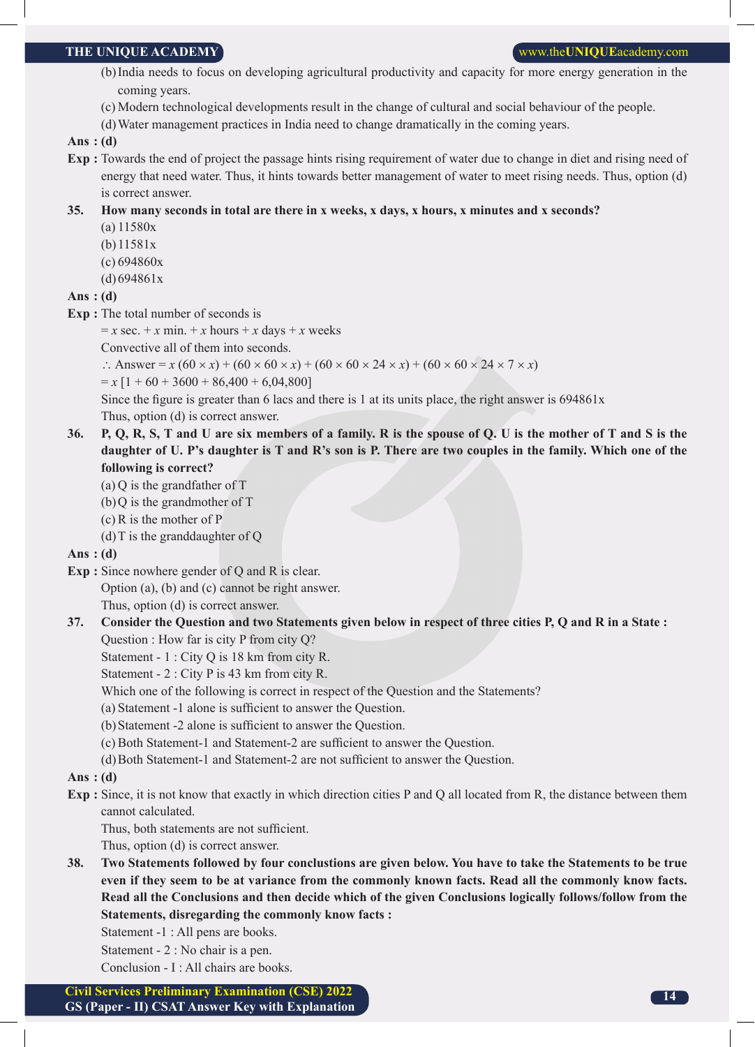(b) India needs to focus on developing agricultural productivity and capacity for more energy generation in the coming years.

(c) Modern technological developments result in the change of cultural and social behaviour of the people.

(d) Water management practices in India need to change dramatically in the coming years.

**Ans : (d)**

**Exp :** Towards the end of project the passage hints rising requirement of water due to change in diet and rising need of energy that need water. Thus, it hints towards better management of water to meet rising needs. Thus, option (d) is correct answer.

**35. How many seconds in total are there in x weeks, x days, x hours, x minutes and x seconds?**

(a) 11580x

(b) 11581x

(c) 694860x

(d) 694861x

**Ans : (d)**

**Exp :** The total number of seconds is

= $x$ sec. + $x$ min. + $x$ hours + $x$ days + $x$ weeks

Convective all of them into seconds.

$\therefore$ Answer = $x$ $(60 \times x) + (60 \times 60 \times x) + (60 \times 60 \times 24 \times x) + (60 \times 60 \times 24 \times 7 \times x)$

= $x$ [1 + 60 + 3600 + 86,400 + 6,04,800]

Since the figure is greater than 6 lacs and there is 1 at its units place, the right answer is 694861x

Thus, option (d) is correct answer.

**36. P, Q, R, S, T and U are six members of a family. R is the spouse of Q. U is the mother of T and S is the daughter of U. P's daughter is T and R's son is P. There are two couples in the family. Which one of the following is correct?**

(a) Q is the grandfather of T

(b) Q is the grandmother of T

(c) R is the mother of P

(d) T is the granddaughter of Q

**Ans : (d)**

**Exp :** Since nowhere gender of Q and R is clear.

Option (a), (b) and (c) cannot be right answer.

Thus, option (d) is correct answer.

**37. Consider the Question and two Statements given below in respect of three cities P, Q and R in a State :**

Question : How far is city P from city Q?

Statement - 1 : City Q is 18 km from city R.

Statement - 2 : City P is 43 km from city R.

Which one of the following is correct in respect of the Question and the Statements?

(a) Statement -1 alone is sufficient to answer the Question.

(b) Statement -2 alone is sufficient to answer the Question.

(c) Both Statement-1 and Statement-2 are sufficient to answer the Question.

(d) Both Statement-1 and Statement-2 are not sufficient to answer the Question.

**Ans : (d)**

**Exp :** Since, it is not know that exactly in which direction cities P and Q all located from R, the distance between them cannot calculated.

Thus, both statements are not sufficient.

Thus, option (d) is correct answer.

**38. Two Statements followed by four conclustions are given below. You have to take the Statements to be true even if they seem to be at variance from the commonly known facts. Read all the commonly know facts. Read all the Conclusions and then decide which of the given Conclusions logically follows/follow from the Statements, disregarding the commonly know facts :**

Statement -1 : All pens are books.

Statement - 2 : No chair is a pen.

Conclusion - I : All chairs are books.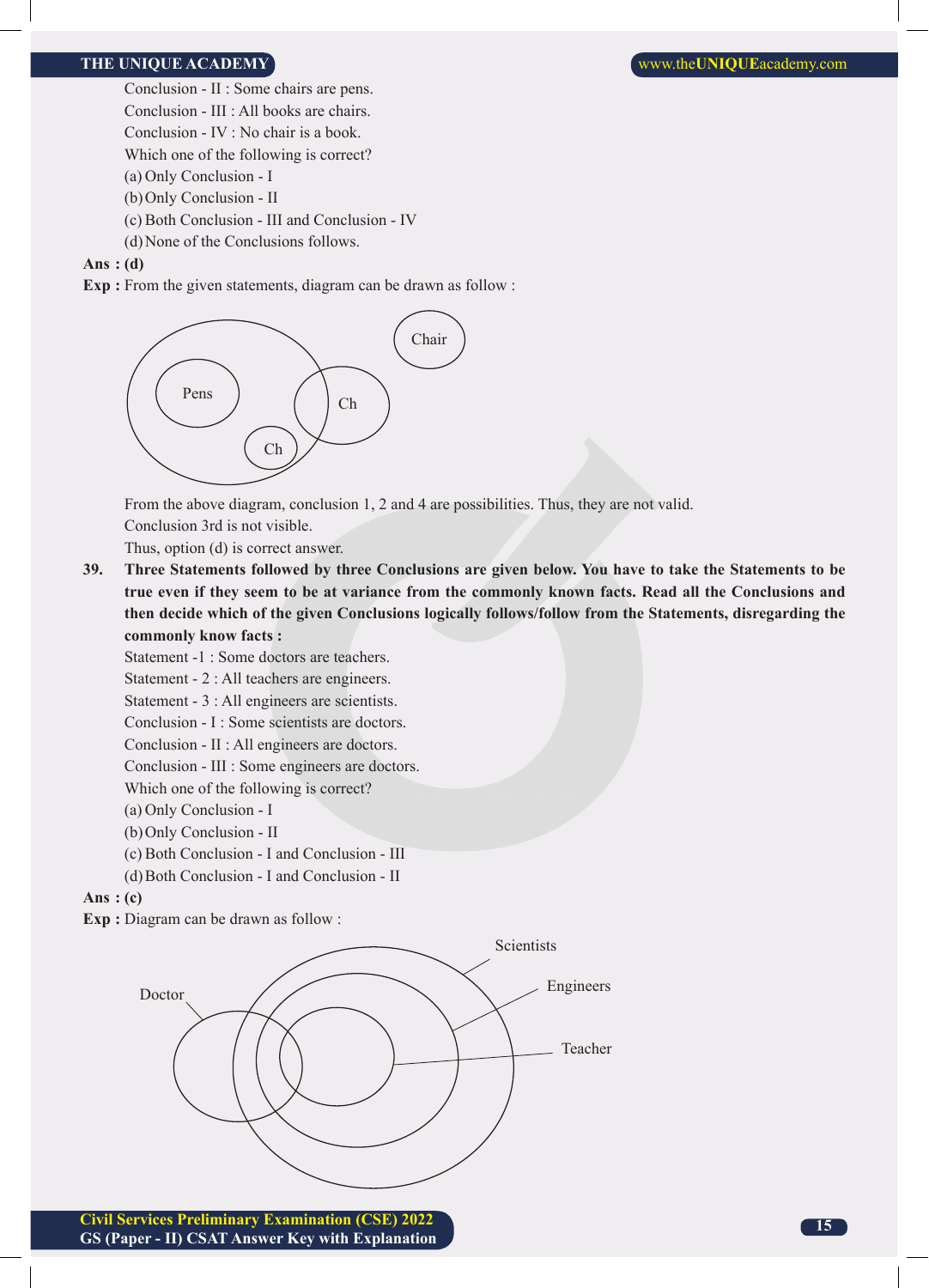Conclusion - II : Some chairs are pens.

Conclusion - III : All books are chairs.

Conclusion - IV : No chair is a book.

Which one of the following is correct?

(a) Only Conclusion - I

(b) Only Conclusion - II

(c) Both Conclusion - III and Conclusion - IV

(d) None of the Conclusions follows.

**Ans : (d)**

**Exp :** From the given statements, diagram can be drawn as follow :

From the above diagram, conclusion 1, 2 and 4 are possibilities. Thus, they are not valid.

Conclusion 3rd is not visible.

Thus, option (d) is correct answer.

**39. Three Statements followed by three Conclusions are given below. You have to take the Statements to be true even if they seem to be at variance from the commonly known facts. Read all the Conclusions and then decide which of the given Conclusions logically follows/follow from the Statements, disregarding the commonly know facts :**

Statement -1 : Some doctors are teachers.

Statement - 2 : All teachers are engineers.

Statement - 3 : All engineers are scientists.

Conclusion - I : Some scientists are doctors.

Conclusion - II : All engineers are doctors.

Conclusion - III : Some engineers are doctors.

Which one of the following is correct?

(a) Only Conclusion - I

(b) Only Conclusion - II

(c) Both Conclusion - I and Conclusion - III

(d) Both Conclusion - I and Conclusion - II

**Ans : (c)**

**Exp :** Diagram can be drawn as follow :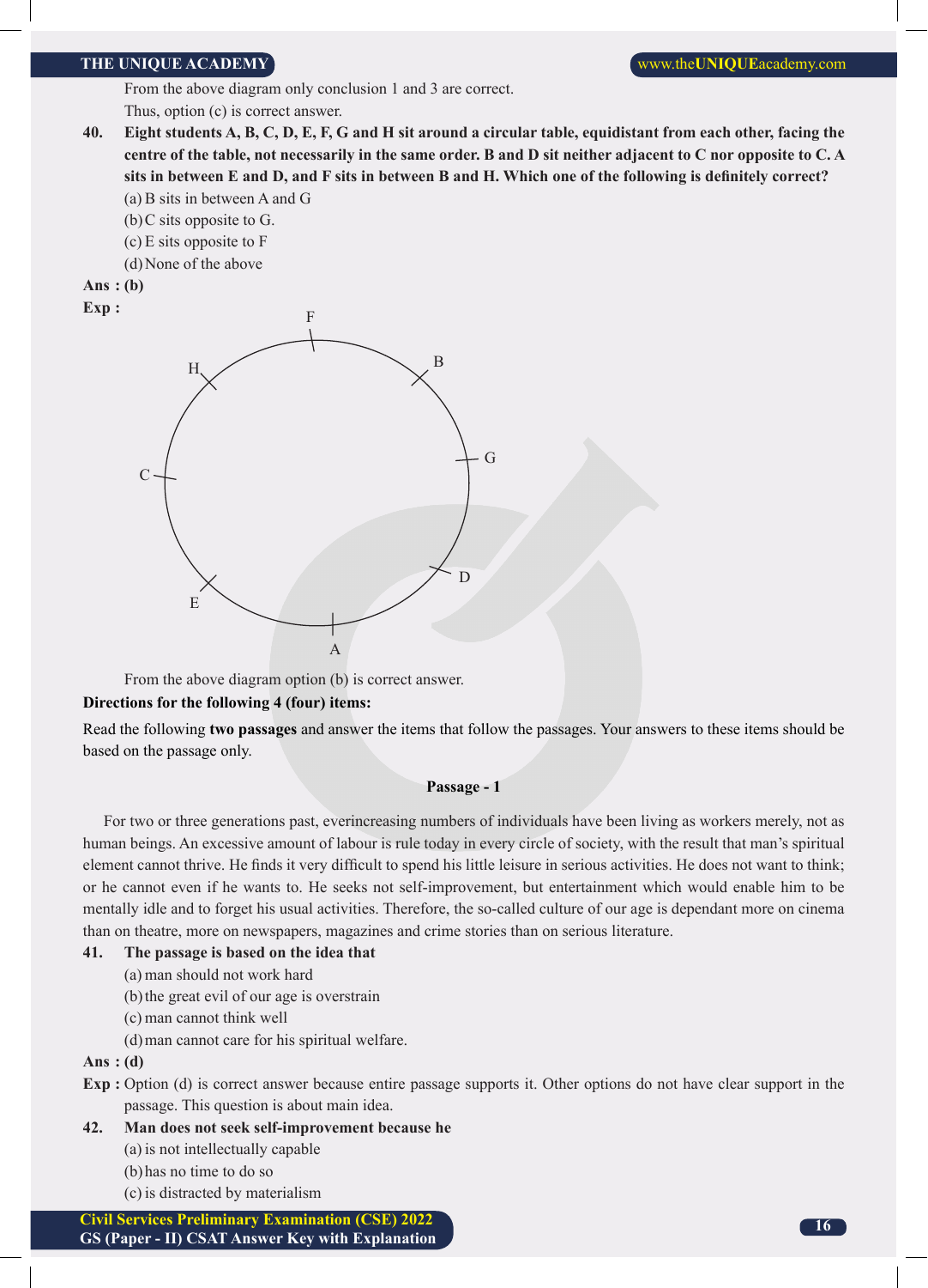From the above diagram only conclusion 1 and 3 are correct.

Thus, option (c) is correct answer.

**40. Eight students A, B, C, D, E, F, G and H sit around a circular table, equidistant from each other, facing the centre of the table, not necessarily in the same order. B and D sit neither adjacent to C nor opposite to C. A sits in between E and D, and F sits in between B and H. Which one of the following is definitely correct?**

(a) B sits in between A and G

(b) C sits opposite to G.

(c) E sits opposite to F

(d) None of the above

**Ans : (b)**

**Exp :**

From the above diagram option (b) is correct answer.

**Directions for the following 4 (four) items:**

Read the following **two passages** and answer the items that follow the passages. Your answers to these items should be based on the passage only.

**Passage - 1**

For two or three generations past, everincreasing numbers of individuals have been living as workers merely, not as human beings. An excessive amount of labour is rule today in every circle of society, with the result that man's spiritual element cannot thrive. He finds it very difficult to spend his little leisure in serious activities. He does not want to think; or he cannot even if he wants to. He seeks not self-improvement, but entertainment which would enable him to be mentally idle and to forget his usual activities. Therefore, the so-called culture of our age is dependant more on cinema than on theatre, more on newspapers, magazines and crime stories than on serious literature.

**41. The passage is based on the idea that**

(a) man should not work hard

(b) the great evil of our age is overstrain

(c) man cannot think well

(d) man cannot care for his spiritual welfare.

**Ans : (d)**

**Exp :** Option (d) is correct answer because entire passage supports it. Other options do not have clear support in the passage. This question is about main idea.

**42. Man does not seek self-improvement because he**

(a) is not intellectually capable

(b) has no time to do so

(c) is distracted by materialism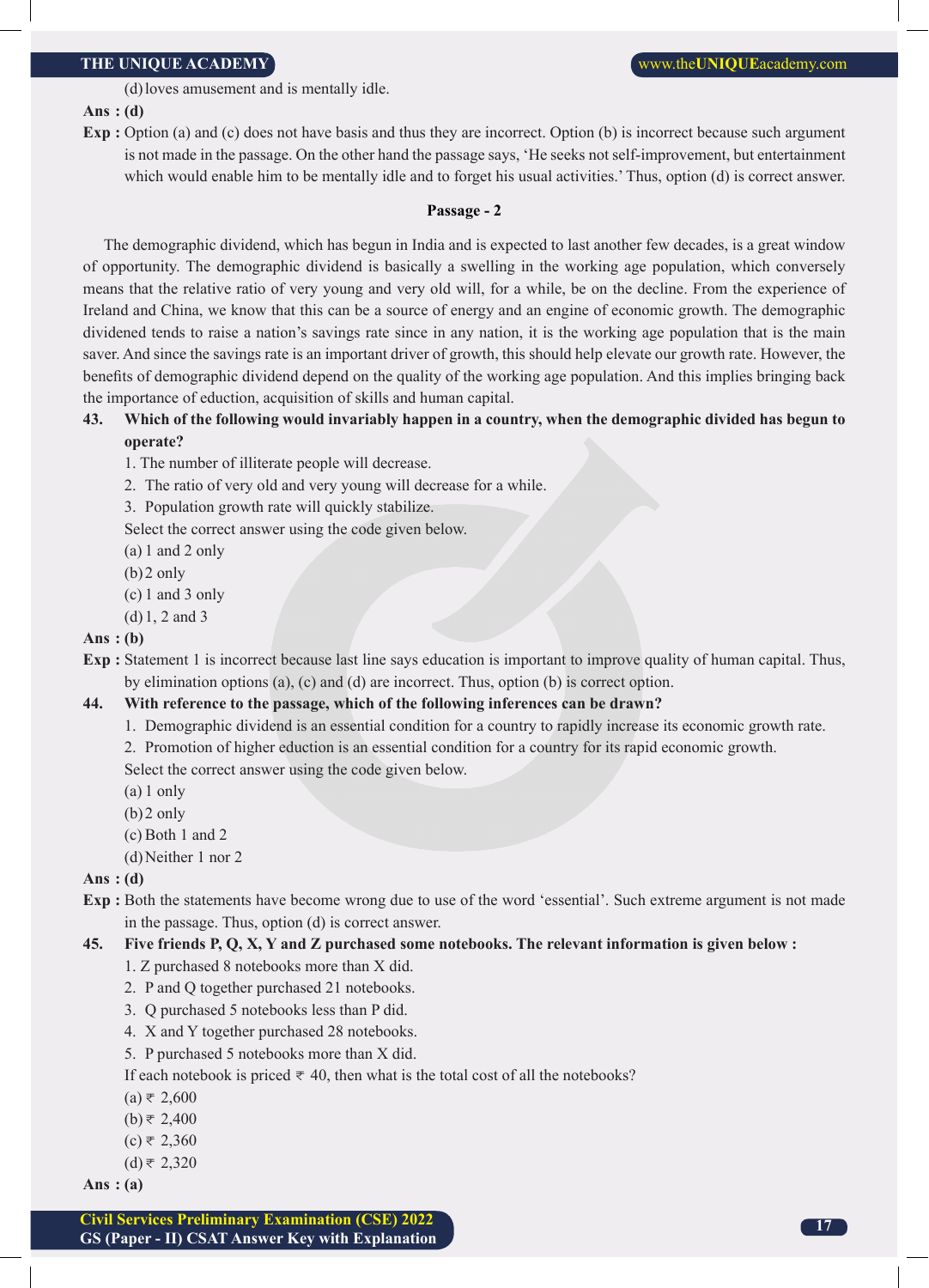(d) loves amusement and is mentally idle.

**Ans : (d)**

**Exp :** Option (a) and (c) does not have basis and thus they are incorrect. Option (b) is incorrect because such argument is not made in the passage. On the other hand the passage says, 'He seeks not self-improvement, but entertainment which would enable him to be mentally idle and to forget his usual activities.' Thus, option (d) is correct answer.

### Passage - 2

The demographic dividend, which has begun in India and is expected to last another few decades, is a great window of opportunity. The demographic dividend is basically a swelling in the working age population, which conversely means that the relative ratio of very young and very old will, for a while, be on the decline. From the experience of Ireland and China, we know that this can be a source of energy and an engine of economic growth. The demographic dividened tends to raise a nation's savings rate since in any nation, it is the working age population that is the main saver. And since the savings rate is an important driver of growth, this should help elevate our growth rate. However, the benefits of demographic dividend depend on the quality of the working age population. And this implies bringing back the importance of eduction, acquisition of skills and human capital.

**43. Which of the following would invariably happen in a country, when the demographic divided has begun to operate?**

1. The number of illiterate people will decrease.
2. The ratio of very old and very young will decrease for a while.
3. Population growth rate will quickly stabilize.

Select the correct answer using the code given below.

(a) 1 and 2 only
(b) 2 only
(c) 1 and 3 only
(d) 1, 2 and 3

**Ans : (b)**

**Exp :** Statement 1 is incorrect because last line says education is important to improve quality of human capital. Thus, by elimination options (a), (c) and (d) are incorrect. Thus, option (b) is correct option.

**44. With reference to the passage, which of the following inferences can be drawn?**

1. Demographic dividend is an essential condition for a country to rapidly increase its economic growth rate.
2. Promotion of higher eduction is an essential condition for a country for its rapid economic growth.

Select the correct answer using the code given below.

(a) 1 only
(b) 2 only
(c) Both 1 and 2
(d) Neither 1 nor 2

**Ans : (d)**

**Exp :** Both the statements have become wrong due to use of the word 'essential'. Such extreme argument is not made in the passage. Thus, option (d) is correct answer.

**45. Five friends P, Q, X, Y and Z purchased some notebooks. The relevant information is given below :**

1. Z purchased 8 notebooks more than X did.
2. P and Q together purchased 21 notebooks.
3. Q purchased 5 notebooks less than P did.
4. X and Y together purchased 28 notebooks.
5. P purchased 5 notebooks more than X did.

If each notebook is priced ₹ 40, then what is the total cost of all the notebooks?

(a) ₹ 2,600
(b) ₹ 2,400
(c) ₹ 2,360
(d) ₹ 2,320

**Ans : (a)**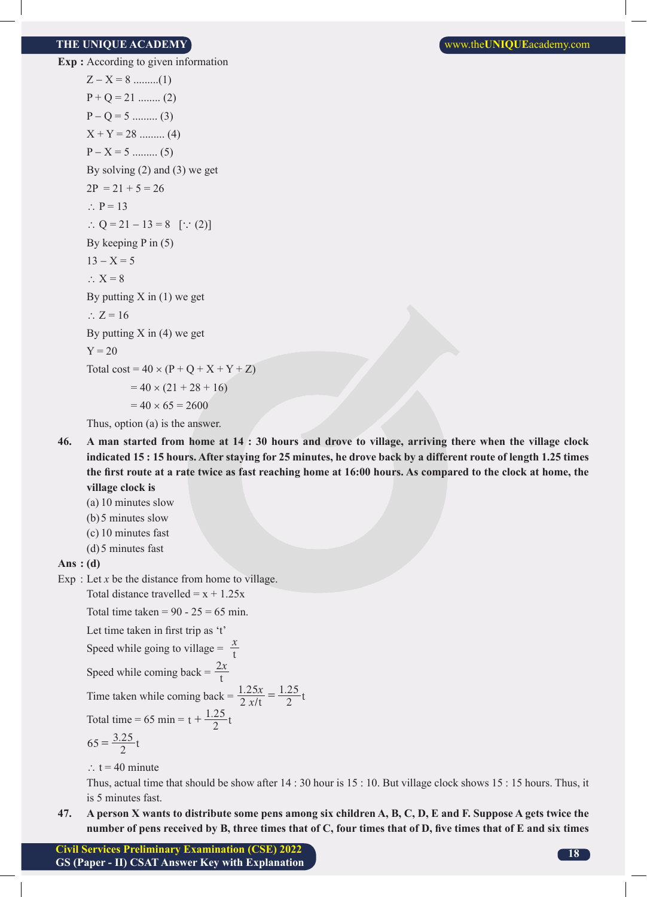**Exp :** According to given information

$Z - X = 8$ .........(1)

$P + Q = 21$ ........ (2)

$P - Q = 5$ ......... (3)

$X + Y = 28$ ......... (4)

$P - X = 5$ ......... (5)

By solving (2) and (3) we get

$2P = 21 + 5 = 26$

$\therefore P = 13$

$\therefore Q = 21 - 13 = 8 \quad [\because (2)]$

By keeping P in (5)

$13 - X = 5$

$\therefore X = 8$

By putting X in (1) we get

$\therefore Z = 16$

By putting X in (4) we get

$Y = 20$

Total cost $= 40 \times (P + Q + X + Y + Z)$

$= 40 \times (21 + 28 + 16)$

$= 40 \times 65 = 2600$

Thus, option (a) is the answer.

**46. A man started from home at 14 : 30 hours and drove to village, arriving there when the village clock indicated 15 : 15 hours. After staying for 25 minutes, he drove back by a different route of length 1.25 times the first route at a rate twice as fast reaching home at 16:00 hours. As compared to the clock at home, the village clock is**

(a) 10 minutes slow

(b) 5 minutes slow

(c) 10 minutes fast

(d) 5 minutes fast

**Ans : (d)**

Exp : Let $x$ be the distance from home to village.

Total distance travelled $= x + 1.25x$

Total time taken = 90 - 25 = 65 min.

Let time taken in first trip as 't'

Speed while going to village $= \frac{x}{t}$

Speed while coming back $= \frac{2x}{t}$

Time taken while coming back $= \frac{1.25x}{2\,x/t} = \frac{1.25}{2}t$

Total time = 65 min $= t + \frac{1.25}{2}t$

$65 = \frac{3.25}{2}t$

$\therefore t = 40$ minute

Thus, actual time that should be show after 14 : 30 hour is 15 : 10. But village clock shows 15 : 15 hours. Thus, it is 5 minutes fast.

**47. A person X wants to distribute some pens among six children A, B, C, D, E and F. Suppose A gets twice the number of pens received by B, three times that of C, four times that of D, five times that of E and six times**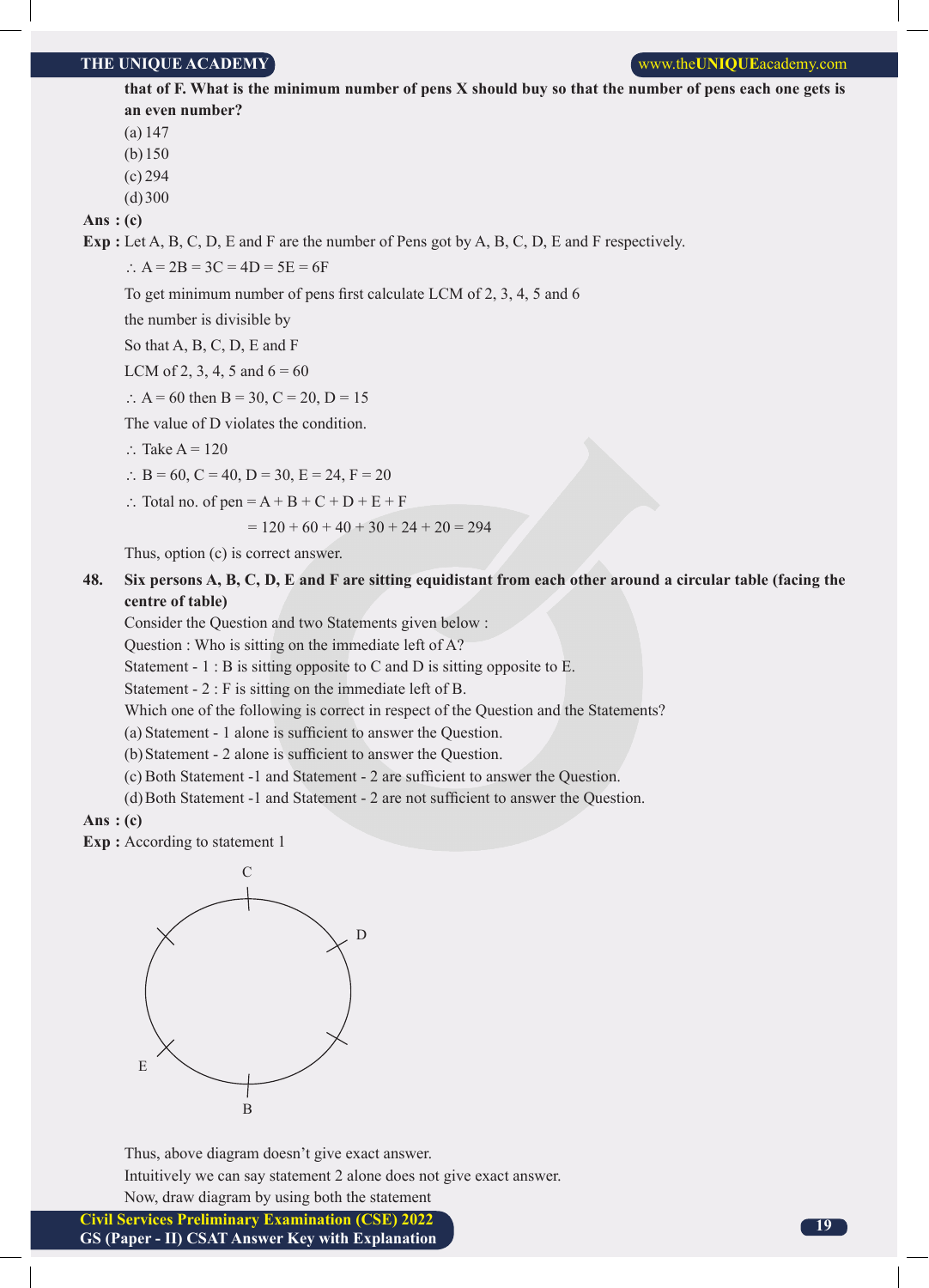**that of F. What is the minimum number of pens X should buy so that the number of pens each one gets is an even number?**

(a) 147

(b) 150

(c) 294

(d) 300

**Ans : (c)**

**Exp :** Let A, B, C, D, E and F are the number of Pens got by A, B, C, D, E and F respectively.

$\therefore$ A = 2B = 3C = 4D = 5E = 6F

To get minimum number of pens first calculate LCM of 2, 3, 4, 5 and 6

the number is divisible by

So that A, B, C, D, E and F

LCM of 2, 3, 4, 5 and 6 = 60

$\therefore$ A = 60 then B = 30, C = 20, D = 15

The value of D violates the condition.

$\therefore$ Take A = 120

$\therefore$ B = 60, C = 40, D = 30, E = 24, F = 20

$\therefore$ Total no. of pen = A + B + C + D + E + F

= 120 + 60 + 40 + 30 + 24 + 20 = 294

Thus, option (c) is correct answer.

**48. Six persons A, B, C, D, E and F are sitting equidistant from each other around a circular table (facing the centre of table)**

Consider the Question and two Statements given below :

Question : Who is sitting on the immediate left of A?

Statement - 1 : B is sitting opposite to C and D is sitting opposite to E.

Statement - 2 : F is sitting on the immediate left of B.

Which one of the following is correct in respect of the Question and the Statements?

(a) Statement - 1 alone is sufficient to answer the Question.

(b) Statement - 2 alone is sufficient to answer the Question.

(c) Both Statement -1 and Statement - 2 are sufficient to answer the Question.

(d) Both Statement -1 and Statement - 2 are not sufficient to answer the Question.

**Ans : (c)**

**Exp :** According to statement 1

C

D

E

B

Thus, above diagram doesn't give exact answer.

Intuitively we can say statement 2 alone does not give exact answer.

Now, draw diagram by using both the statement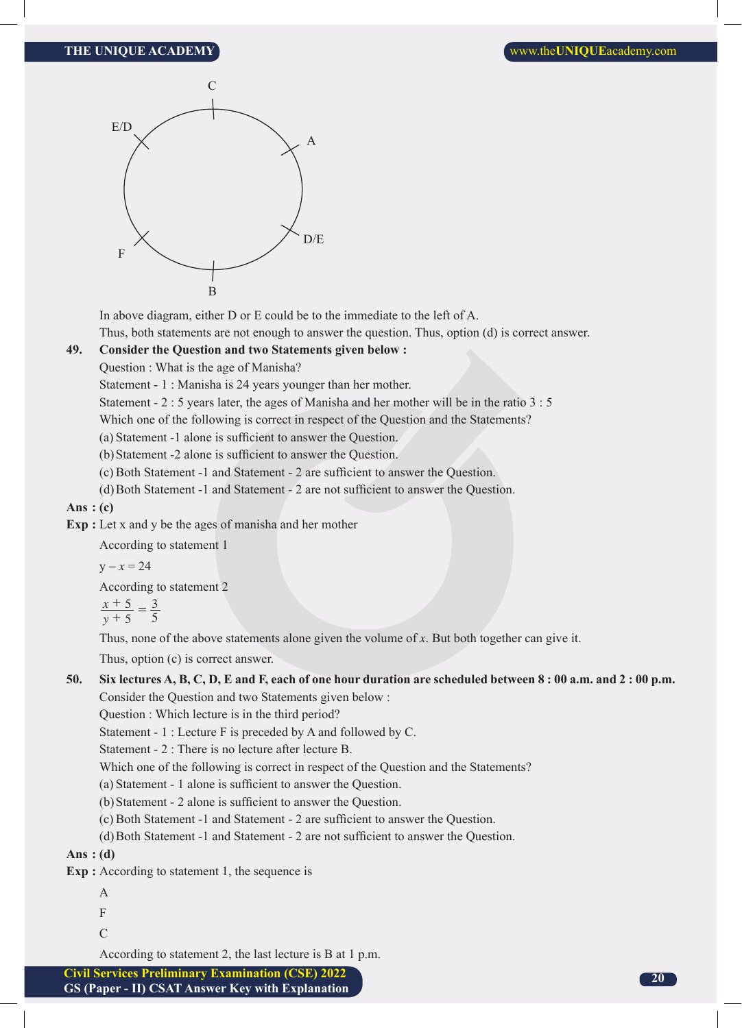C

E/D A

D/E

F

B

In above diagram, either D or E could be to the immediate to the left of A.

Thus, both statements are not enough to answer the question. Thus, option (d) is correct answer.

**49. Consider the Question and two Statements given below :**

Question : What is the age of Manisha?

Statement - 1 : Manisha is 24 years younger than her mother.

Statement - 2 : 5 years later, the ages of Manisha and her mother will be in the ratio 3 : 5

Which one of the following is correct in respect of the Question and the Statements?

(a) Statement -1 alone is sufficient to answer the Question.

(b) Statement -2 alone is sufficient to answer the Question.

(c) Both Statement -1 and Statement - 2 are sufficient to answer the Question.

(d) Both Statement -1 and Statement - 2 are not sufficient to answer the Question.

**Ans : (c)**

**Exp :** Let x and y be the ages of manisha and her mother

According to statement 1

$y - x = 24$

According to statement 2

$$\frac{x+5}{y+5} = \frac{3}{5}$$

Thus, none of the above statements alone given the volume of $x$. But both together can give it.

Thus, option (c) is correct answer.

**50. Six lectures A, B, C, D, E and F, each of one hour duration are scheduled between 8 : 00 a.m. and 2 : 00 p.m.**

Consider the Question and two Statements given below :

Question : Which lecture is in the third period?

Statement - 1 : Lecture F is preceded by A and followed by C.

Statement - 2 : There is no lecture after lecture B.

Which one of the following is correct in respect of the Question and the Statements?

(a) Statement - 1 alone is sufficient to answer the Question.

(b) Statement - 2 alone is sufficient to answer the Question.

(c) Both Statement -1 and Statement - 2 are sufficient to answer the Question.

(d) Both Statement -1 and Statement - 2 are not sufficient to answer the Question.

**Ans : (d)**

**Exp :** According to statement 1, the sequence is

A

F

C

According to statement 2, the last lecture is B at 1 p.m.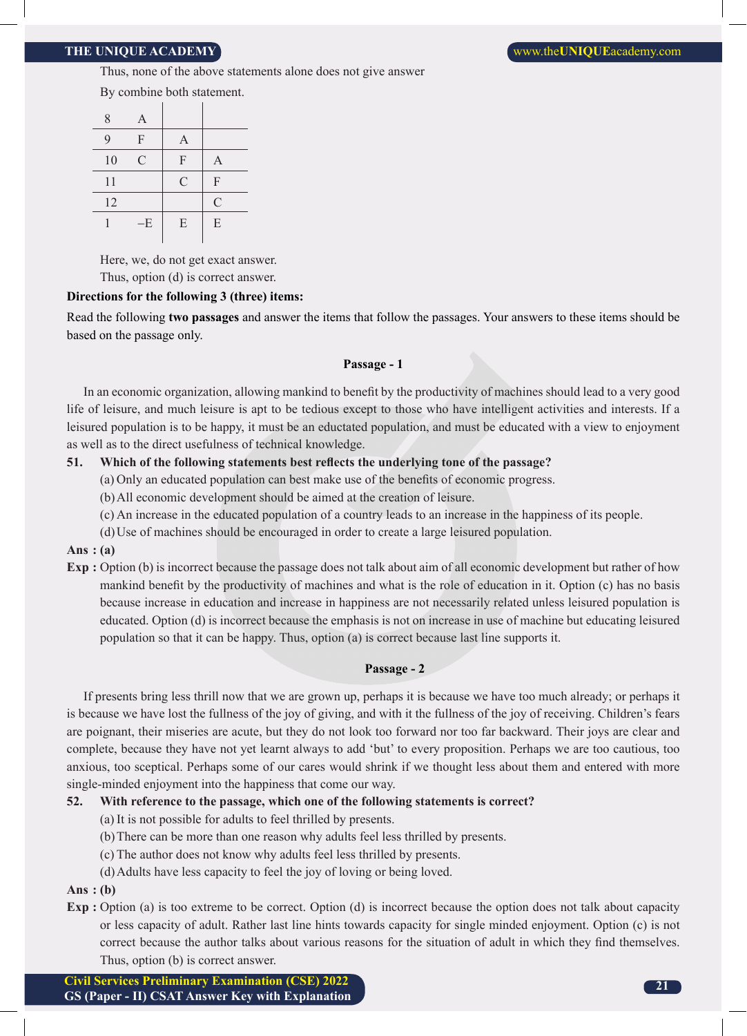Thus, none of the above statements alone does not give answer

By combine both statement.

| | | | |
|---|---|---|---|
| 8 | A | | |
| 9 | F | A | |
| 10 | C | F | A |
| 11 | | C | F |
| 12 | | | C |
| 1 | –E | E | E |

Here, we, do not get exact answer.

Thus, option (d) is correct answer.

**Directions for the following 3 (three) items:**

Read the following **two passages** and answer the items that follow the passages. Your answers to these items should be based on the passage only.

**Passage - 1**

In an economic organization, allowing mankind to benefit by the productivity of machines should lead to a very good life of leisure, and much leisure is apt to be tedious except to those who have intelligent activities and interests. If a leisured population is to be happy, it must be an eductated population, and must be educated with a view to enjoyment as well as to the direct usefulness of technical knowledge.

**51. Which of the following statements best reflects the underlying tone of the passage?**

(a) Only an educated population can best make use of the benefits of economic progress.

(b) All economic development should be aimed at the creation of leisure.

(c) An increase in the educated population of a country leads to an increase in the happiness of its people.

(d) Use of machines should be encouraged in order to create a large leisured population.

**Ans : (a)**

**Exp :** Option (b) is incorrect because the passage does not talk about aim of all economic development but rather of how mankind benefit by the productivity of machines and what is the role of education in it. Option (c) has no basis because increase in education and increase in happiness are not necessarily related unless leisured population is educated. Option (d) is incorrect because the emphasis is not on increase in use of machine but educating leisured population so that it can be happy. Thus, option (a) is correct because last line supports it.

**Passage - 2**

If presents bring less thrill now that we are grown up, perhaps it is because we have too much already; or perhaps it is because we have lost the fullness of the joy of giving, and with it the fullness of the joy of receiving. Children's fears are poignant, their miseries are acute, but they do not look too forward nor too far backward. Their joys are clear and complete, because they have not yet learnt always to add 'but' to every proposition. Perhaps we are too cautious, too anxious, too sceptical. Perhaps some of our cares would shrink if we thought less about them and entered with more single-minded enjoyment into the happiness that come our way.

**52. With reference to the passage, which one of the following statements is correct?**

(a) It is not possible for adults to feel thrilled by presents.

(b) There can be more than one reason why adults feel less thrilled by presents.

(c) The author does not know why adults feel less thrilled by presents.

(d) Adults have less capacity to feel the joy of loving or being loved.

**Ans : (b)**

**Exp :** Option (a) is too extreme to be correct. Option (d) is incorrect because the option does not talk about capacity or less capacity of adult. Rather last line hints towards capacity for single minded enjoyment. Option (c) is not correct because the author talks about various reasons for the situation of adult in which they find themselves. Thus, option (b) is correct answer.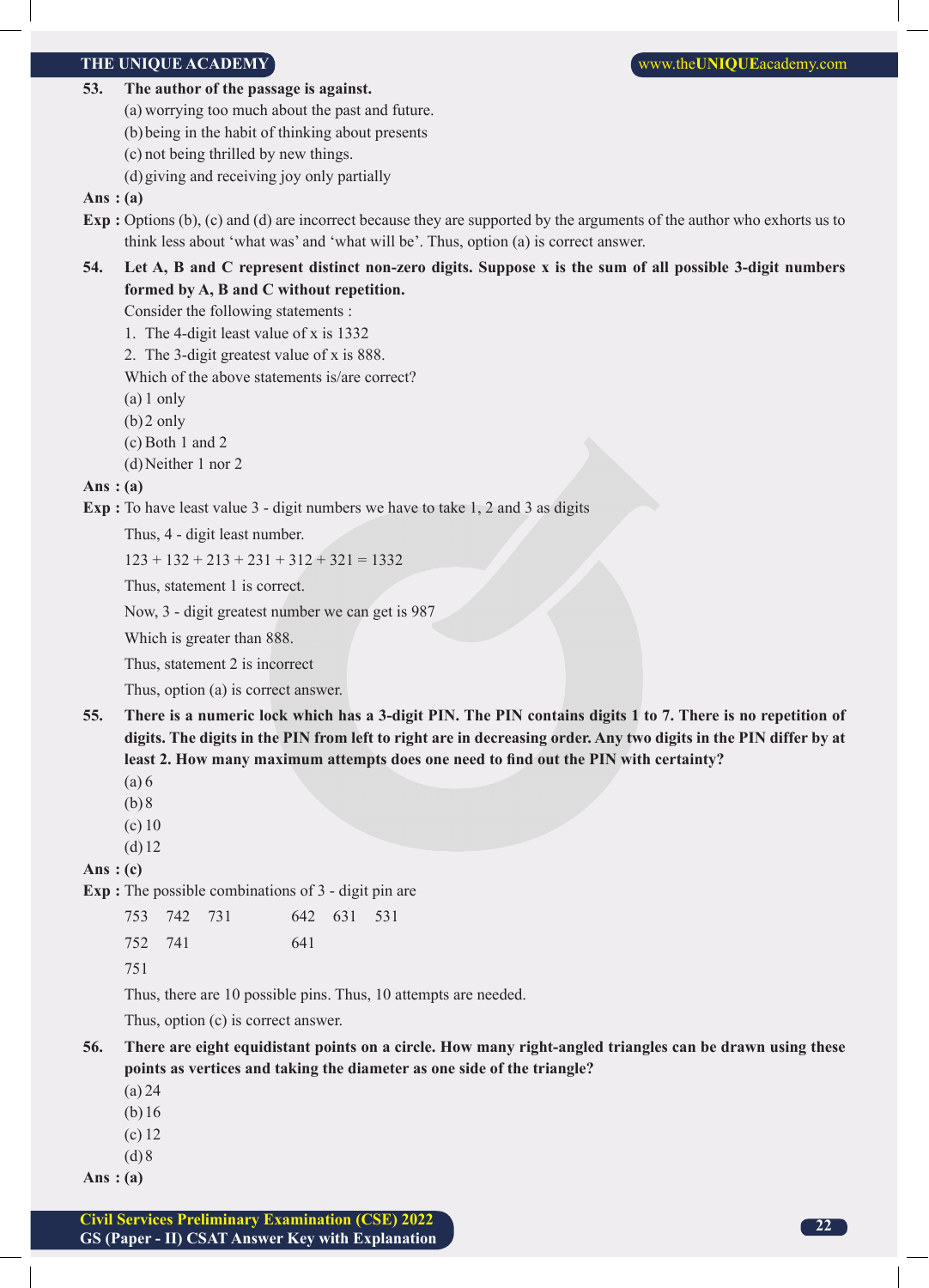**53. The author of the passage is against.**

(a) worrying too much about the past and future.

(b) being in the habit of thinking about presents

(c) not being thrilled by new things.

(d) giving and receiving joy only partially

**Ans : (a)**

**Exp :** Options (b), (c) and (d) are incorrect because they are supported by the arguments of the author who exhorts us to think less about 'what was' and 'what will be'. Thus, option (a) is correct answer.

**54. Let A, B and C represent distinct non-zero digits. Suppose x is the sum of all possible 3-digit numbers formed by A, B and C without repetition.**

Consider the following statements :

1. The 4-digit least value of x is 1332
2. The 3-digit greatest value of x is 888.

Which of the above statements is/are correct?

(a) 1 only

(b) 2 only

(c) Both 1 and 2

(d) Neither 1 nor 2

**Ans : (a)**

**Exp :** To have least value 3 - digit numbers we have to take 1, 2 and 3 as digits

Thus, 4 - digit least number.

123 + 132 + 213 + 231 + 312 + 321 = 1332

Thus, statement 1 is correct.

Now, 3 - digit greatest number we can get is 987

Which is greater than 888.

Thus, statement 2 is incorrect

Thus, option (a) is correct answer.

**55. There is a numeric lock which has a 3-digit PIN. The PIN contains digits 1 to 7. There is no repetition of digits. The digits in the PIN from left to right are in decreasing order. Any two digits in the PIN differ by at least 2. How many maximum attempts does one need to find out the PIN with certainty?**

(a) 6

(b) 8

(c) 10

(d) 12

**Ans : (c)**

**Exp :** The possible combinations of 3 - digit pin are

753 742 731 642 631 531

752 741 641

751

Thus, there are 10 possible pins. Thus, 10 attempts are needed.

Thus, option (c) is correct answer.

**56. There are eight equidistant points on a circle. How many right-angled triangles can be drawn using these points as vertices and taking the diameter as one side of the triangle?**

(a) 24

(b) 16

(c) 12

(d) 8

**Ans : (a)**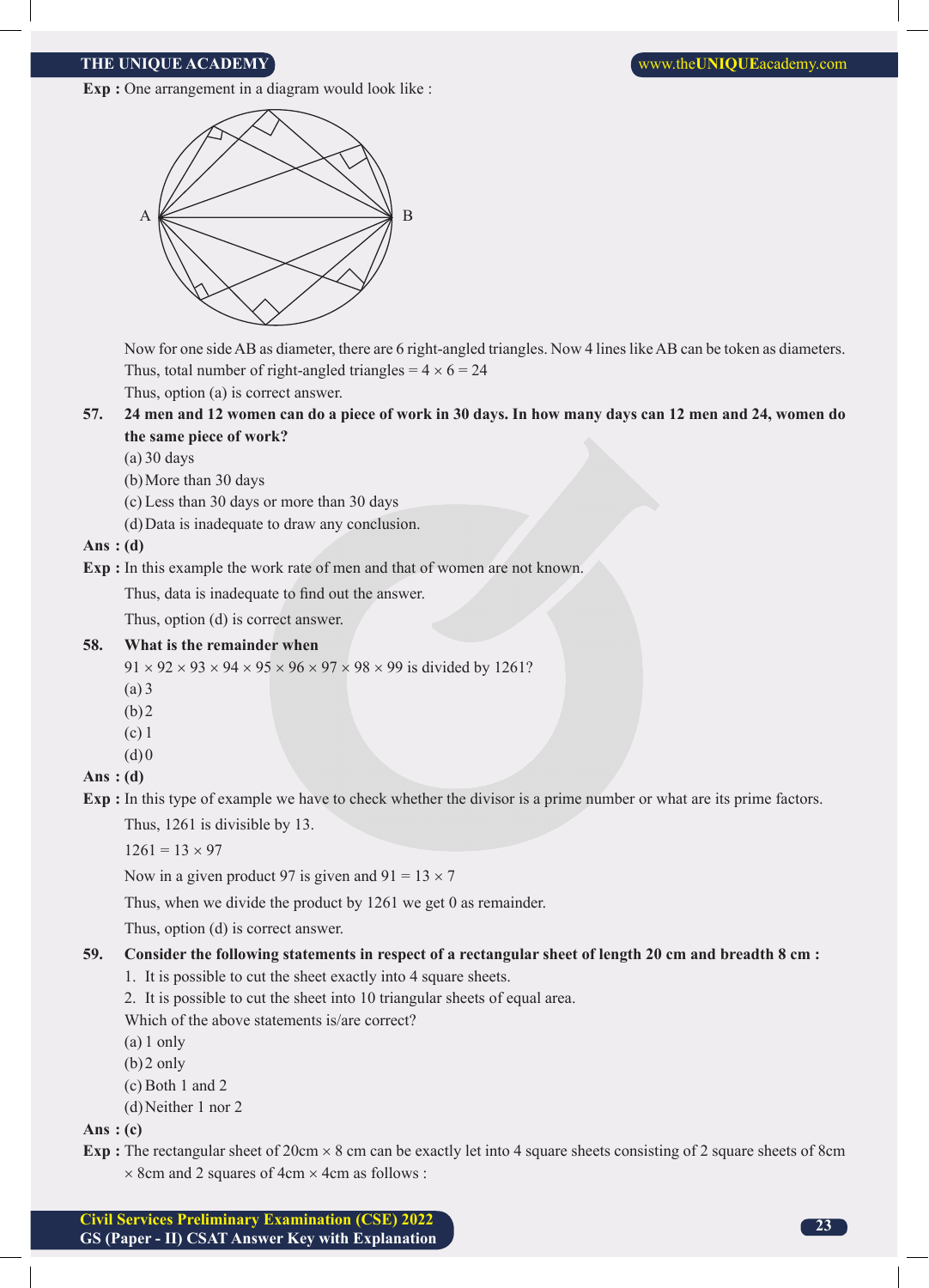**Exp :** One arrangement in a diagram would look like :

Now for one side AB as diameter, there are 6 right-angled triangles. Now 4 lines like AB can be token as diameters.
Thus, total number of right-angled triangles = 4 × 6 = 24
Thus, option (a) is correct answer.

**57. 24 men and 12 women can do a piece of work in 30 days. In how many days can 12 men and 24, women do the same piece of work?**

(a) 30 days
(b) More than 30 days
(c) Less than 30 days or more than 30 days
(d) Data is inadequate to draw any conclusion.

**Ans : (d)**

**Exp :** In this example the work rate of men and that of women are not known.

Thus, data is inadequate to find out the answer.

Thus, option (d) is correct answer.

**58. What is the remainder when**

91 × 92 × 93 × 94 × 95 × 96 × 97 × 98 × 99 is divided by 1261?

(a) 3
(b) 2
(c) 1
(d) 0

**Ans : (d)**

**Exp :** In this type of example we have to check whether the divisor is a prime number or what are its prime factors.

Thus, 1261 is divisible by 13.

1261 = 13 × 97

Now in a given product 97 is given and 91 = 13 × 7

Thus, when we divide the product by 1261 we get 0 as remainder.

Thus, option (d) is correct answer.

**59. Consider the following statements in respect of a rectangular sheet of length 20 cm and breadth 8 cm :**

1. It is possible to cut the sheet exactly into 4 square sheets.
2. It is possible to cut the sheet into 10 triangular sheets of equal area.

Which of the above statements is/are correct?

(a) 1 only
(b) 2 only
(c) Both 1 and 2
(d) Neither 1 nor 2

**Ans : (c)**

**Exp :** The rectangular sheet of 20cm × 8 cm can be exactly let into 4 square sheets consisting of 2 square sheets of 8cm × 8cm and 2 squares of 4cm × 4cm as follows :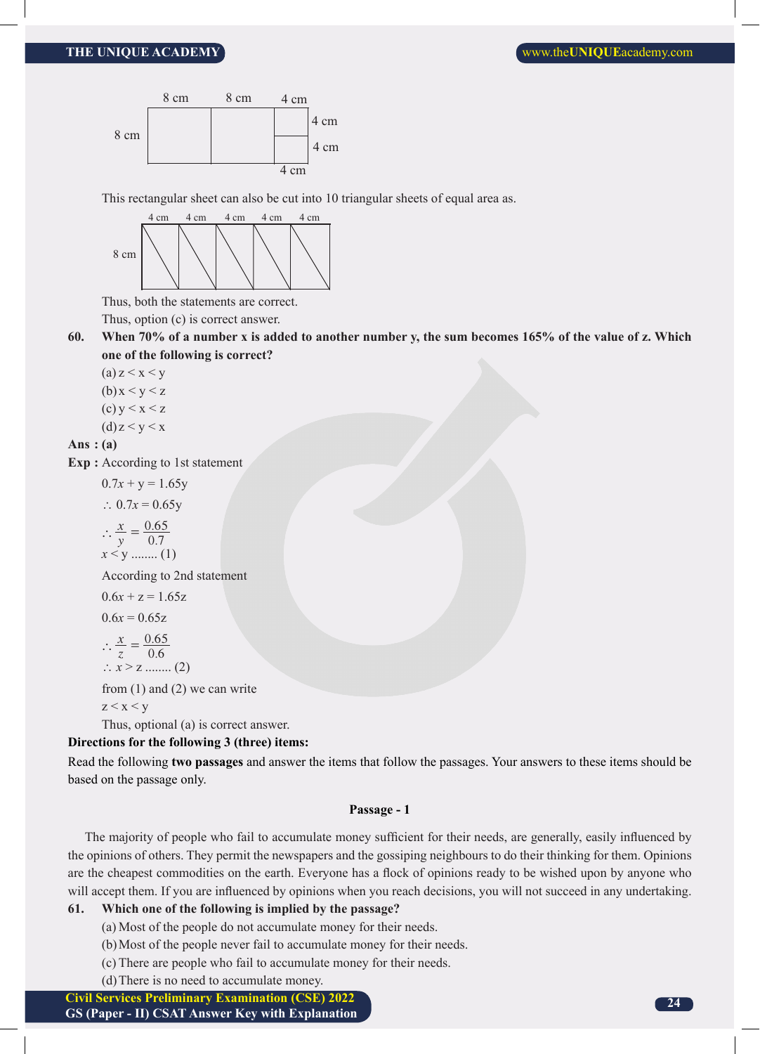This rectangular sheet can also be cut into 10 triangular sheets of equal area as.

Thus, both the statements are correct.

Thus, option (c) is correct answer.

**60. When 70% of a number x is added to another number y, the sum becomes 165% of the value of z. Which one of the following is correct?**

(a) z < x < y

(b) x < y < z

(c) y < x < z

(d) z < y < x

**Ans : (a)**

**Exp :** According to 1st statement

$0.7x + y = 1.65y$

$\therefore\ 0.7x = 0.65y$

$\therefore \frac{x}{y} = \frac{0.65}{0.7}$

$x < y$ ........ (1)

According to 2nd statement

$0.6x + z = 1.65z$

$0.6x = 0.65z$

$\therefore \frac{x}{z} = \frac{0.65}{0.6}$

$\therefore\ x > z$ ........ (2)

from (1) and (2) we can write

z < x < y

Thus, optional (a) is correct answer.

**Directions for the following 3 (three) items:**

Read the following **two passages** and answer the items that follow the passages. Your answers to these items should be based on the passage only.

**Passage - 1**

The majority of people who fail to accumulate money sufficient for their needs, are generally, easily influenced by the opinions of others. They permit the newspapers and the gossiping neighbours to do their thinking for them. Opinions are the cheapest commodities on the earth. Everyone has a flock of opinions ready to be wished upon by anyone who will accept them. If you are influenced by opinions when you reach decisions, you will not succeed in any undertaking.

**61. Which one of the following is implied by the passage?**

(a) Most of the people do not accumulate money for their needs.

(b) Most of the people never fail to accumulate money for their needs.

(c) There are people who fail to accumulate money for their needs.

(d) There is no need to accumulate money.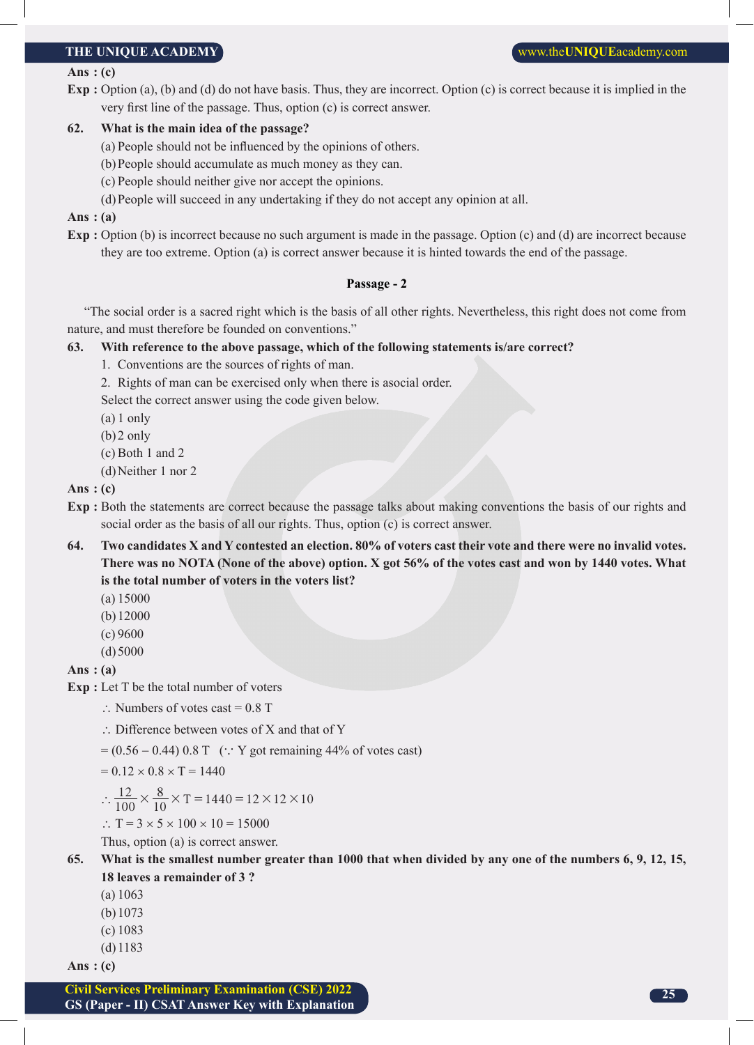**Ans : (c)**

**Exp :** Option (a), (b) and (d) do not have basis. Thus, they are incorrect. Option (c) is correct because it is implied in the very first line of the passage. Thus, option (c) is correct answer.

**62. What is the main idea of the passage?**

(a) People should not be influenced by the opinions of others.

(b) People should accumulate as much money as they can.

(c) People should neither give nor accept the opinions.

(d) People will succeed in any undertaking if they do not accept any opinion at all.

**Ans : (a)**

**Exp :** Option (b) is incorrect because no such argument is made in the passage. Option (c) and (d) are incorrect because they are too extreme. Option (a) is correct answer because it is hinted towards the end of the passage.

**Passage - 2**

"The social order is a sacred right which is the basis of all other rights. Nevertheless, this right does not come from nature, and must therefore be founded on conventions."

**63. With reference to the above passage, which of the following statements is/are correct?**

1. Conventions are the sources of rights of man.
2. Rights of man can be exercised only when there is asocial order.

Select the correct answer using the code given below.

(a) 1 only

(b) 2 only

(c) Both 1 and 2

(d) Neither 1 nor 2

**Ans : (c)**

**Exp :** Both the statements are correct because the passage talks about making conventions the basis of our rights and social order as the basis of all our rights. Thus, option (c) is correct answer.

**64. Two candidates X and Y contested an election. 80% of voters cast their vote and there were no invalid votes. There was no NOTA (None of the above) option. X got 56% of the votes cast and won by 1440 votes. What is the total number of voters in the voters list?**

(a) 15000

(b) 12000

(c) 9600

(d) 5000

**Ans : (a)**

**Exp :** Let T be the total number of voters

$\therefore$ Numbers of votes cast = 0.8 T

$\therefore$ Difference between votes of X and that of Y

= (0.56 – 0.44) 0.8 T   ($\because$ Y got remaining 44% of votes cast)

= 0.12 × 0.8 × T = 1440

$\therefore \frac{12}{100} \times \frac{8}{10} \times T = 1440 = 12 \times 12 \times 10$

$\therefore$ T = 3 × 5 × 100 × 10 = 15000

Thus, option (a) is correct answer.

**65. What is the smallest number greater than 1000 that when divided by any one of the numbers 6, 9, 12, 15, 18 leaves a remainder of 3 ?**

(a) 1063

(b) 1073

(c) 1083

(d) 1183

**Ans : (c)**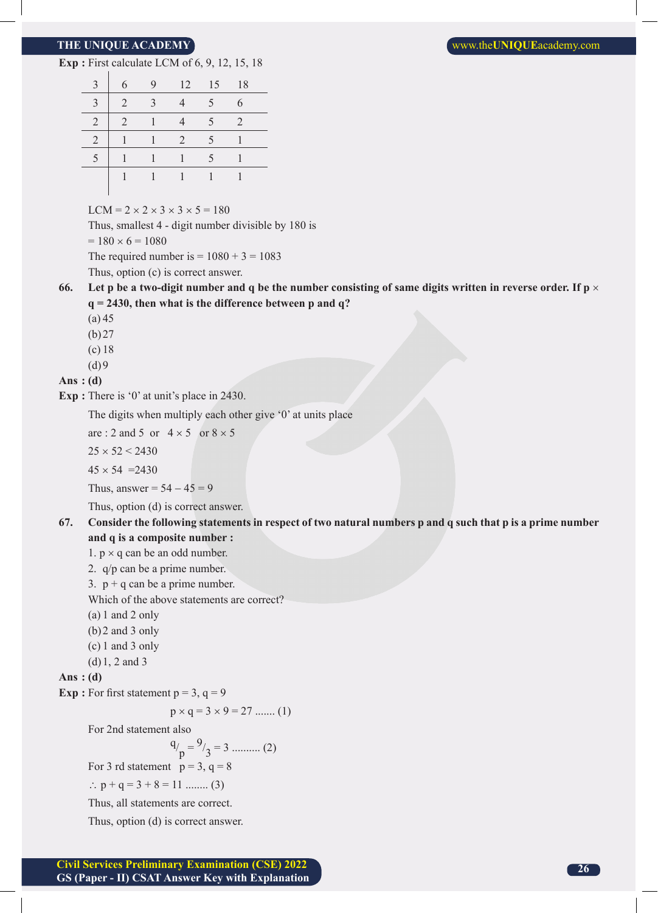**Exp :** First calculate LCM of 6, 9, 12, 15, 18

| 3 | 6 | 9 | 12 | 15 | 18 |
|---|---|---|---|---|---|
| 3 | 2 | 3 | 4 | 5 | 6 |
| 2 | 2 | 1 | 4 | 5 | 2 |
| 2 | 1 | 1 | 2 | 5 | 1 |
| 5 | 1 | 1 | 1 | 5 | 1 |
| | 1 | 1 | 1 | 1 | 1 |

LCM = $2 \times 2 \times 3 \times 3 \times 5 = 180$

Thus, smallest 4 - digit number divisible by 180 is

= $180 \times 6 = 1080$

The required number is = $1080 + 3 = 1083$

Thus, option (c) is correct answer.

**66. Let p be a two-digit number and q be the number consisting of same digits written in reverse order. If $p \times q = 2430$, then what is the difference between p and q?**

(a) 45

(b) 27

(c) 18

(d) 9

**Ans : (d)**

**Exp :** There is '0' at unit's place in 2430.

The digits when multiply each other give '0' at units place

are : 2 and 5 or $4 \times 5$ or $8 \times 5$

$25 \times 52 < 2430$

$45 \times 54 = 2430$

Thus, answer = $54 - 45 = 9$

Thus, option (d) is correct answer.

**67. Consider the following statements in respect of two natural numbers p and q such that p is a prime number and q is a composite number :**

1. $p \times q$ can be an odd number.
2. q/p can be a prime number.
3. p + q can be a prime number.

Which of the above statements are correct?

(a) 1 and 2 only

(b) 2 and 3 only

(c) 1 and 3 only

(d) 1, 2 and 3

**Ans : (d)**

**Exp :** For first statement p = 3, q = 9

$$p \times q = 3 \times 9 = 27 \text{ ....... (1)}$$

For 2nd statement also

$$q/p = 9/3 = 3 \text{ .......... (2)}$$

For 3 rd statement p = 3, q = 8

$\therefore$ $p + q = 3 + 8 = 11$ ........ (3)

Thus, all statements are correct.

Thus, option (d) is correct answer.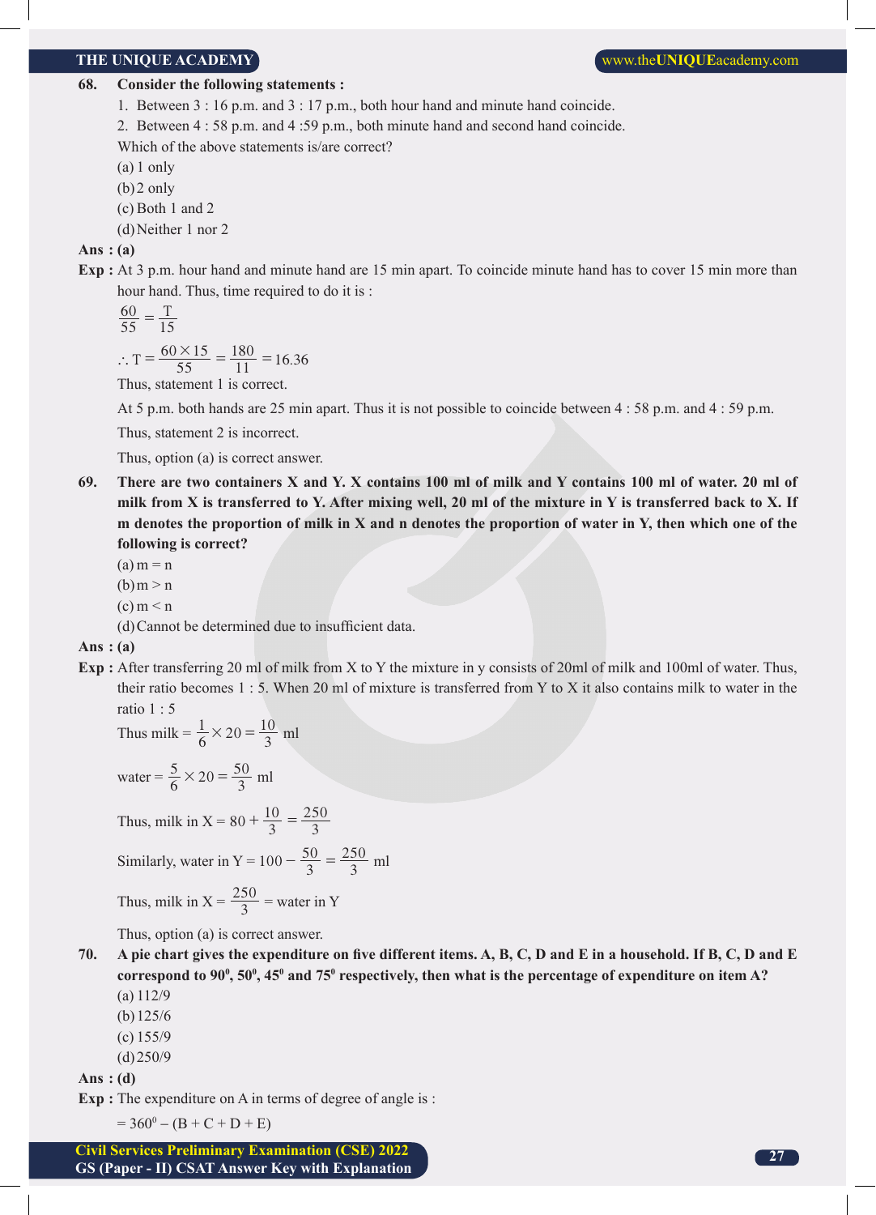**68. Consider the following statements :**

1. Between 3 : 16 p.m. and 3 : 17 p.m., both hour hand and minute hand coincide.
2. Between 4 : 58 p.m. and 4 :59 p.m., both minute hand and second hand coincide.

Which of the above statements is/are correct?

(a) 1 only

(b) 2 only

(c) Both 1 and 2

(d) Neither 1 nor 2

**Ans : (a)**

**Exp :** At 3 p.m. hour hand and minute hand are 15 min apart. To coincide minute hand has to cover 15 min more than hour hand. Thus, time required to do it is :

$$\frac{60}{55} = \frac{T}{15}$$

$$\therefore T = \frac{60 \times 15}{55} = \frac{180}{11} = 16.36$$

Thus, statement 1 is correct.

At 5 p.m. both hands are 25 min apart. Thus it is not possible to coincide between 4 : 58 p.m. and 4 : 59 p.m.

Thus, statement 2 is incorrect.

Thus, option (a) is correct answer.

**69. There are two containers X and Y. X contains 100 ml of milk and Y contains 100 ml of water. 20 ml of milk from X is transferred to Y. After mixing well, 20 ml of the mixture in Y is transferred back to X. If m denotes the proportion of milk in X and n denotes the proportion of water in Y, then which one of the following is correct?**

(a) m = n

(b) m > n

(c) m < n

(d) Cannot be determined due to insufficient data.

**Ans : (a)**

**Exp :** After transferring 20 ml of milk from X to Y the mixture in y consists of 20ml of milk and 100ml of water. Thus, their ratio becomes 1 : 5. When 20 ml of mixture is transferred from Y to X it also contains milk to water in the ratio 1 : 5

Thus milk $= \frac{1}{6} \times 20 = \frac{10}{3}$ ml

water $= \frac{5}{6} \times 20 = \frac{50}{3}$ ml

Thus, milk in X $= 80 + \frac{10}{3} = \frac{250}{3}$

Similarly, water in Y $= 100 - \frac{50}{3} = \frac{250}{3}$ ml

Thus, milk in X $= \frac{250}{3}$ = water in Y

Thus, option (a) is correct answer.

**70. A pie chart gives the expenditure on five different items. A, B, C, D and E in a household. If B, C, D and E correspond to $90^0$, $50^0$, $45^0$ and $75^0$ respectively, then what is the percentage of expenditure on item A?**

(a) 112/9

(b) 125/6

(c) 155/9

(d) 250/9

**Ans : (d)**

**Exp :** The expenditure on A in terms of degree of angle is :

$= 360^0 - (B + C + D + E)$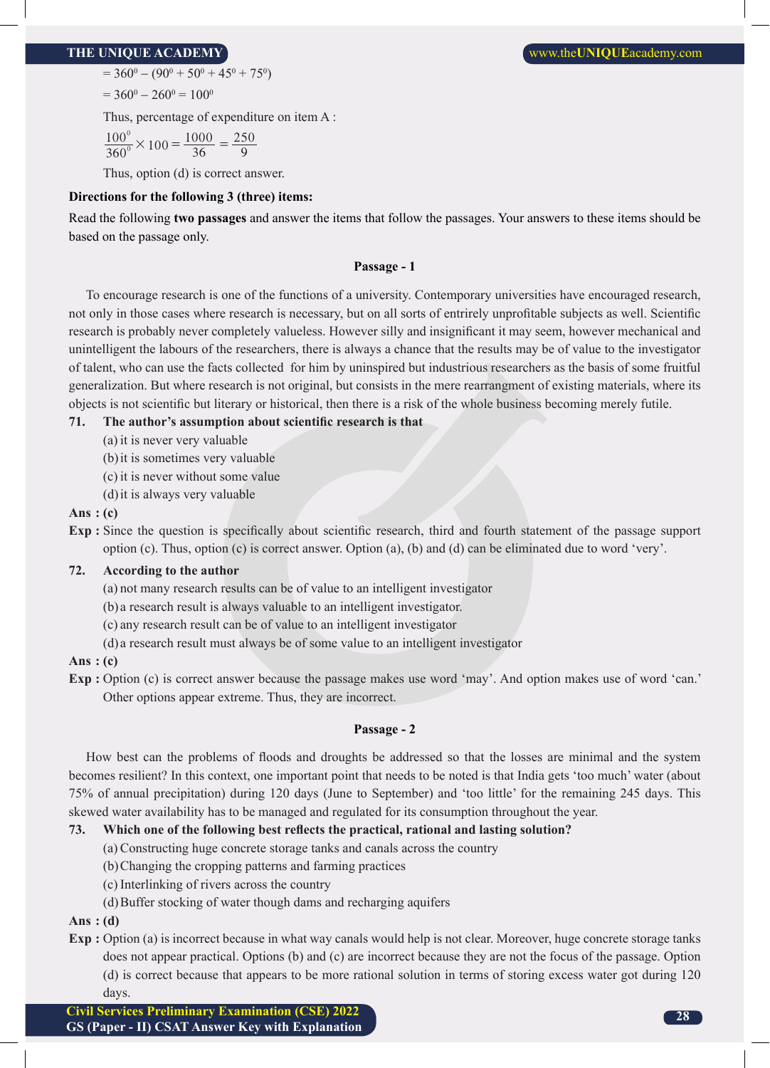$= 360^0 – (90^0 + 50^0 + 45^0 + 75^0)$

$= 360^0 – 260^0 = 100^0$

Thus, percentage of expenditure on item A :

$\frac{100^0}{360^0} \times 100 = \frac{1000}{36} = \frac{250}{9}$

Thus, option (d) is correct answer.

**Directions for the following 3 (three) items:**

Read the following **two passages** and answer the items that follow the passages. Your answers to these items should be based on the passage only.

**Passage - 1**

To encourage research is one of the functions of a university. Contemporary universities have encouraged research, not only in those cases where research is necessary, but on all sorts of entirely unprofitable subjects as well. Scientific research is probably never completely valueless. However silly and insignificant it may seem, however mechanical and unintelligent the labours of the researchers, there is always a chance that the results may be of value to the investigator of talent, who can use the facts collected for him by uninspired but industrious researchers as the basis of some fruitful generalization. But where research is not original, but consists in the mere rearrangment of existing materials, where its objects is not scientific but literary or historical, then there is a risk of the whole business becoming merely futile.

**71. The author's assumption about scientific research is that**

(a) it is never very valuable

(b) it is sometimes very valuable

(c) it is never without some value

(d) it is always very valuable

**Ans : (c)**

**Exp :** Since the question is specifically about scientific research, third and fourth statement of the passage support option (c). Thus, option (c) is correct answer. Option (a), (b) and (d) can be eliminated due to word 'very'.

**72. According to the author**

(a) not many research results can be of value to an intelligent investigator

(b) a research result is always valuable to an intelligent investigator.

(c) any research result can be of value to an intelligent investigator

(d) a research result must always be of some value to an intelligent investigator

**Ans : (c)**

**Exp :** Option (c) is correct answer because the passage makes use word 'may'. And option makes use of word 'can.' Other options appear extreme. Thus, they are incorrect.

**Passage - 2**

How best can the problems of floods and droughts be addressed so that the losses are minimal and the system becomes resilient? In this context, one important point that needs to be noted is that India gets 'too much' water (about 75% of annual precipitation) during 120 days (June to September) and 'too little' for the remaining 245 days. This skewed water availability has to be managed and regulated for its consumption throughout the year.

**73. Which one of the following best reflects the practical, rational and lasting solution?**

(a) Constructing huge concrete storage tanks and canals across the country

(b) Changing the cropping patterns and farming practices

(c) Interlinking of rivers across the country

(d) Buffer stocking of water though dams and recharging aquifers

**Ans : (d)**

**Exp :** Option (a) is incorrect because in what way canals would help is not clear. Moreover, huge concrete storage tanks does not appear practical. Options (b) and (c) are incorrect because they are not the focus of the passage. Option (d) is correct because that appears to be more rational solution in terms of storing excess water got during 120 days.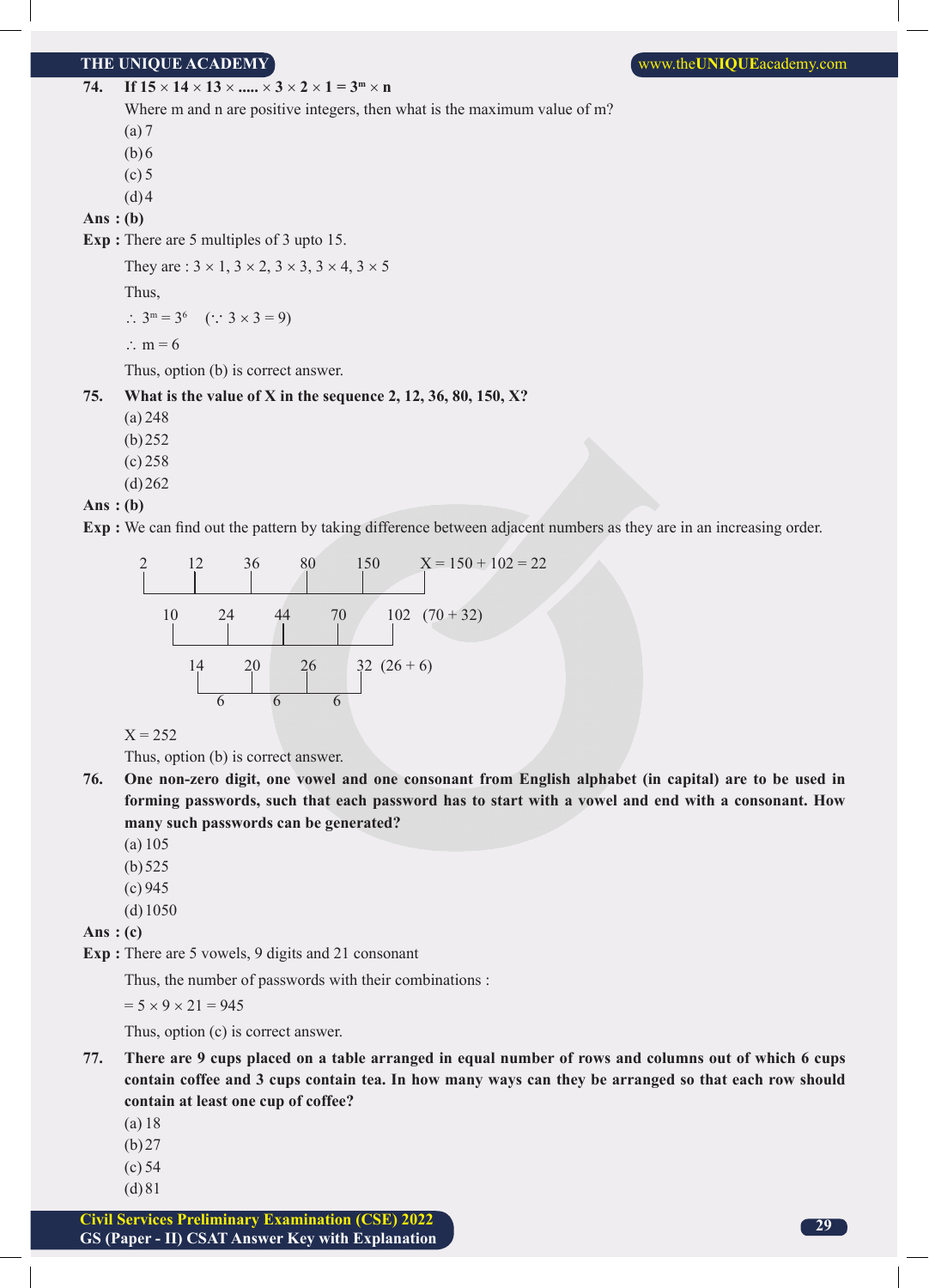**74. If 15 × 14 × 13 × ..... × 3 × 2 × 1 = $3^m$ × n**

Where m and n are positive integers, then what is the maximum value of m?

(a) 7

(b) 6

(c) 5

(d) 4

**Ans : (b)**

**Exp :** There are 5 multiples of 3 upto 15.

They are : 3 × 1, 3 × 2, 3 × 3, 3 × 4, 3 × 5

Thus,

∴ $3^m = 3^6$  (∵ 3 × 3 = 9)

∴ m = 6

Thus, option (b) is correct answer.

**75. What is the value of X in the sequence 2, 12, 36, 80, 150, X?**

(a) 248

(b) 252

(c) 258

(d) 262

**Ans : (b)**

**Exp :** We can find out the pattern by taking difference between adjacent numbers as they are in an increasing order.

```
2     12     36     80     150     X = 150 + 102 = 22
   10     24     44     70     102  (70 + 32)
      14     20     26     32  (26 + 6)
          6      6      6
```

X = 252

Thus, option (b) is correct answer.

**76. One non-zero digit, one vowel and one consonant from English alphabet (in capital) are to be used in forming passwords, such that each password has to start with a vowel and end with a consonant. How many such passwords can be generated?**

(a) 105

(b) 525

(c) 945

(d) 1050

**Ans : (c)**

**Exp :** There are 5 vowels, 9 digits and 21 consonant

Thus, the number of passwords with their combinations :

= 5 × 9 × 21 = 945

Thus, option (c) is correct answer.

**77. There are 9 cups placed on a table arranged in equal number of rows and columns out of which 6 cups contain coffee and 3 cups contain tea. In how many ways can they be arranged so that each row should contain at least one cup of coffee?**

(a) 18

(b) 27

(c) 54

(d) 81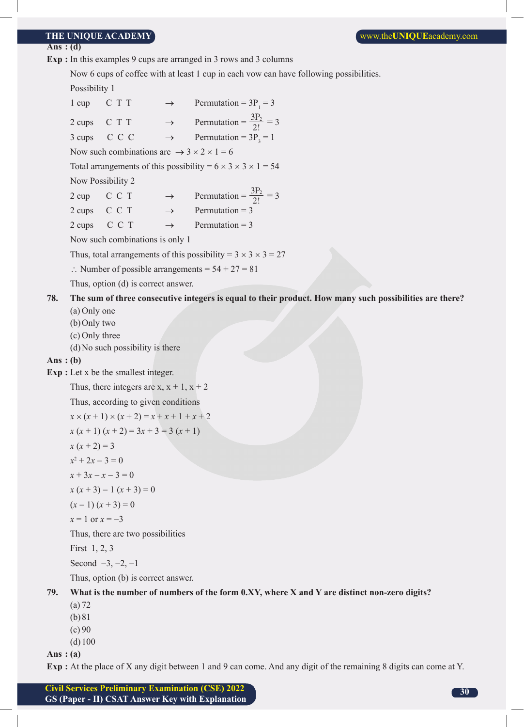**Ans : (d)**

**Exp :** In this examples 9 cups are arranged in 3 rows and 3 columns

Now 6 cups of coffee with at least 1 cup in each vow can have following possibilities.

Possibility 1

1 cup    C  T  T    $\rightarrow$    Permutation = $3P_1 = 3$

2 cups    C  T  T    $\rightarrow$    Permutation = $\frac{3P_2}{2!} = 3$

3 cups    C  C  C    $\rightarrow$    Permutation = $3P_3 = 1$

Now such combinations are $\rightarrow 3 \times 2 \times 1 = 6$

Total arrangements of this possibility = $6 \times 3 \times 3 \times 1 = 54$

Now Possibility 2

2 cup    C  C  T    $\rightarrow$    Permutation = $\frac{3P_2}{2!} = 3$

2 cups    C  C  T    $\rightarrow$    Permutation = 3

2 cups    C  C  T    $\rightarrow$    Permutation = 3

Now such combinations is only 1

Thus, total arrangements of this possibility = $3 \times 3 \times 3 = 27$

$\therefore$ Number of possible arrangements = 54 + 27 = 81

Thus, option (d) is correct answer.

**78. The sum of three consecutive integers is equal to their product. How many such possibilities are there?**

(a) Only one

(b) Only two

(c) Only three

(d) No such possibility is there

**Ans : (b)**

**Exp :** Let x be the smallest integer.

Thus, there integers are x, x + 1, x + 2

Thus, according to given conditions

$x \times (x + 1) \times (x + 2) = x + x + 1 + x + 2$

$x (x + 1) (x + 2) = 3x + 3 = 3 (x + 1)$

$x (x + 2) = 3$

$x^2 + 2x - 3 = 0$

$x + 3x - x - 3 = 0$

$x (x + 3) - 1 (x + 3) = 0$

$(x - 1) (x + 3) = 0$

$x = 1$ or $x = -3$

Thus, there are two possibilities

First  1, 2, 3

Second  –3, –2, –1

Thus, option (b) is correct answer.

**79. What is the number of numbers of the form 0.XY, where X and Y are distinct non-zero digits?**

(a) 72

(b) 81

(c) 90

(d) 100

**Ans : (a)**

**Exp :** At the place of X any digit between 1 and 9 can come. And any digit of the remaining 8 digits can come at Y.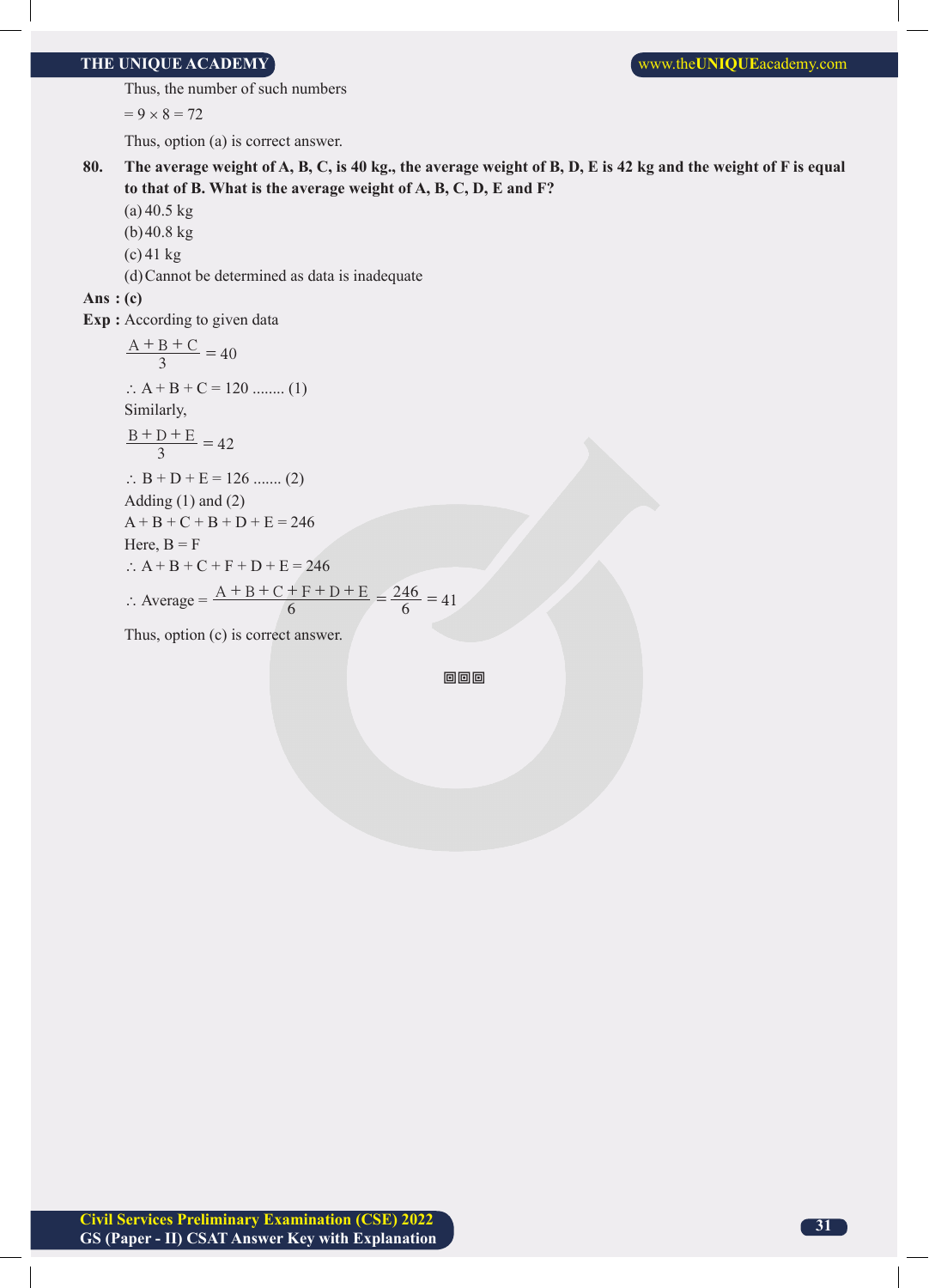Thus, the number of such numbers

$= 9 \times 8 = 72$

Thus, option (a) is correct answer.

**80. The average weight of A, B, C, is 40 kg., the average weight of B, D, E is 42 kg and the weight of F is equal to that of B. What is the average weight of A, B, C, D, E and F?**

(a) 40.5 kg

(b) 40.8 kg

(c) 41 kg

(d) Cannot be determined as data is inadequate

**Ans : (c)**

**Exp :** According to given data

$$\frac{A+B+C}{3} = 40$$

$\therefore A + B + C = 120$ ........ (1)

Similarly,

$$\frac{B+D+E}{3} = 42$$

$\therefore B + D + E = 126$ ....... (2)

Adding (1) and (2)

$A + B + C + B + D + E = 246$

Here, $B = F$

$\therefore A + B + C + F + D + E = 246$

$$\therefore \text{Average} = \frac{A+B+C+F+D+E}{6} = \frac{246}{6} = 41$$

Thus, option (c) is correct answer.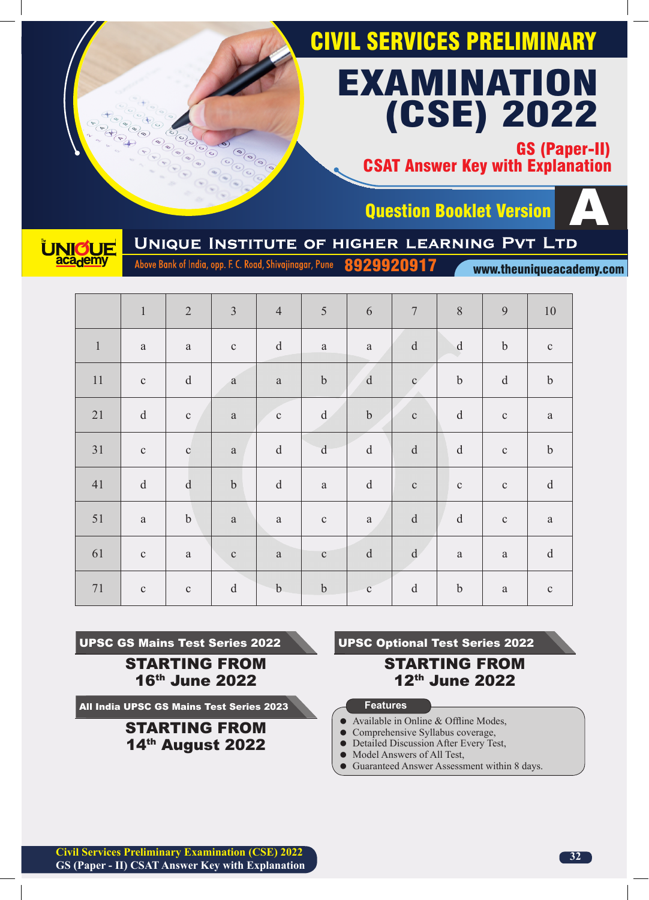# CIVIL SERVICES PRELIMINARY EXAMINATION (CSE) 2022

## GS (Paper-II) CSAT Answer Key with Explanation

### Question Booklet Version A

**UNIQUE INSTITUTE OF HIGHER LEARNING PVT LTD**

Above Bank of India, opp. F. C. Road, Shivajinagar, Pune 8929920917 www.theuniqueacademy.com

| | 1 | 2 | 3 | 4 | 5 | 6 | 7 | 8 | 9 | 10 |
|---|---|---|---|---|---|---|---|---|---|---|
| 1 | a | a | c | d | a | a | d | d | b | c |
| 11 | c | d | a | a | b | d | c | b | d | b |
| 21 | d | c | a | c | d | b | c | d | c | a |
| 31 | c | c | a | d | d | d | d | d | c | b |
| 41 | d | d | b | d | a | d | c | c | c | d |
| 51 | a | b | a | a | c | a | d | d | c | a |
| 61 | c | a | c | a | c | d | d | a | a | d |
| 71 | c | c | d | b | b | c | d | b | a | c |

**UPSC GS Mains Test Series 2022**

**STARTING FROM 16th June 2022**

**All India UPSC GS Mains Test Series 2023**

**STARTING FROM 14th August 2022**

**UPSC Optional Test Series 2022**

**STARTING FROM 12th June 2022**

**Features**

- Available in Online & Offline Modes,
- Comprehensive Syllabus coverage,
- Detailed Discussion After Every Test,
- Model Answers of All Test,
- Guaranteed Answer Assessment within 8 days.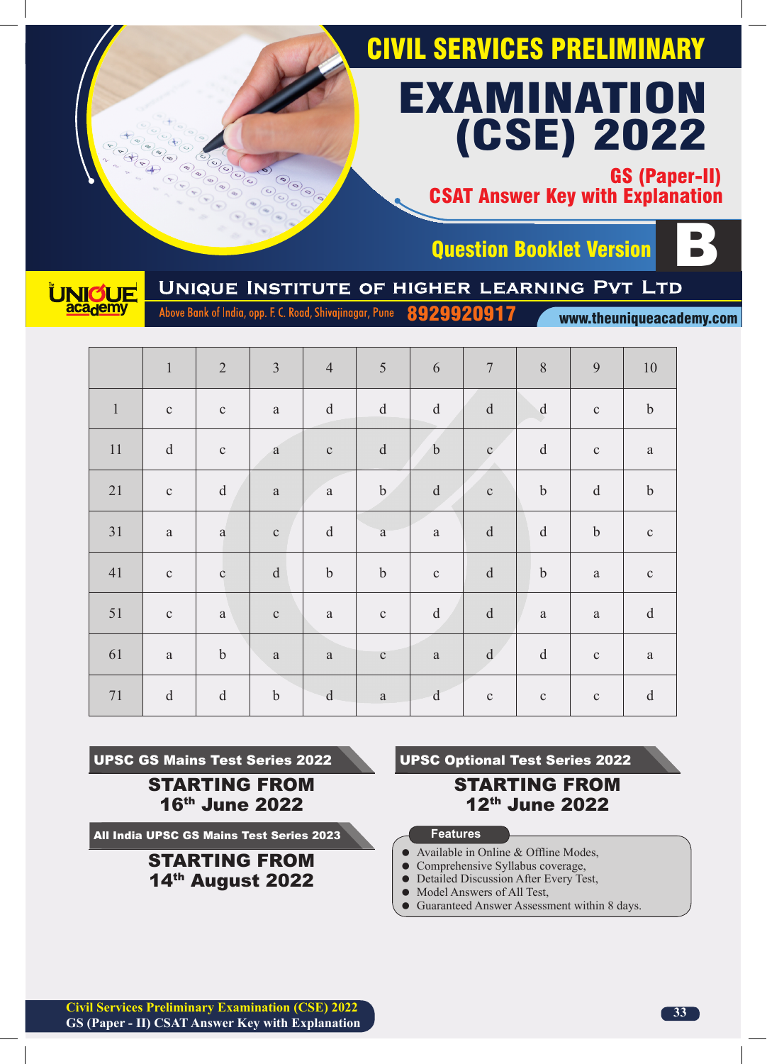# CIVIL SERVICES PRELIMINARY EXAMINATION (CSE) 2022

## GS (Paper-II) CSAT Answer Key with Explanation

**Question Booklet Version B**

**UNIQUE INSTITUTE OF HIGHER LEARNING PVT LTD**

Above Bank of India, opp. F. C. Road, Shivajinagar, Pune **8929920917** www.theuniqueacademy.com

| | 1 | 2 | 3 | 4 | 5 | 6 | 7 | 8 | 9 | 10 |
|---|---|---|---|---|---|---|---|---|---|---|
| 1 | c | c | a | d | d | d | d | d | c | b |
| 11 | d | c | a | c | d | b | c | d | c | a |
| 21 | c | d | a | a | b | d | c | b | d | b |
| 31 | a | a | c | d | a | a | d | d | b | c |
| 41 | c | c | d | b | b | c | d | b | a | c |
| 51 | c | a | c | a | c | d | d | a | a | d |
| 61 | a | b | a | a | c | a | d | d | c | a |
| 71 | d | d | b | d | a | d | c | c | c | d |

**UPSC GS Mains Test Series 2022**

**STARTING FROM 16th June 2022**

**All India UPSC GS Mains Test Series 2023**

**STARTING FROM 14th August 2022**

**UPSC Optional Test Series 2022**

**STARTING FROM 12th June 2022**

**Features**

- Available in Online & Offline Modes,
- Comprehensive Syllabus coverage,
- Detailed Discussion After Every Test,
- Model Answers of All Test,
- Guaranteed Answer Assessment within 8 days.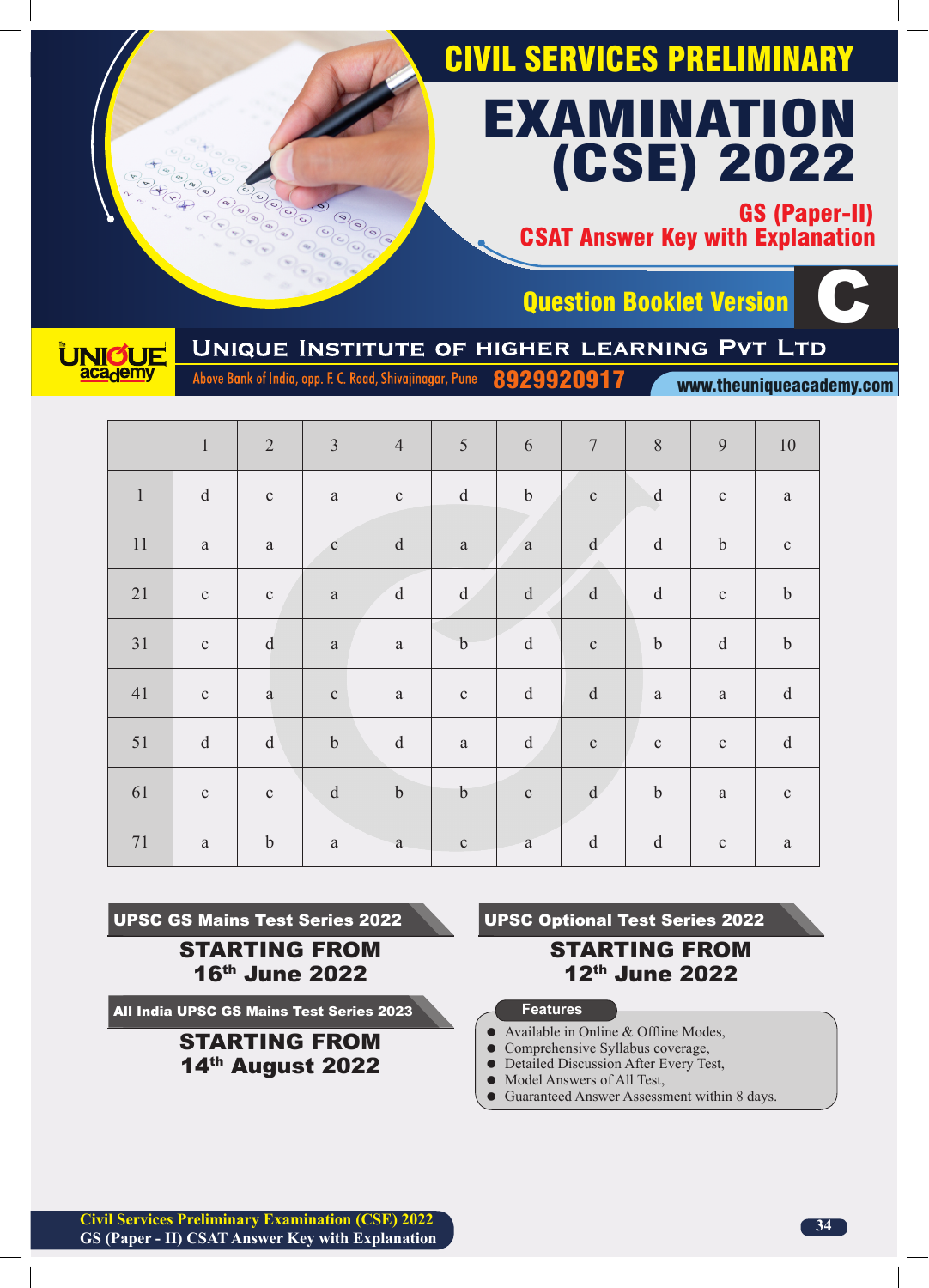# CIVIL SERVICES PRELIMINARY EXAMINATION (CSE) 2022

## GS (Paper-II) CSAT Answer Key with Explanation

### Question Booklet Version C

**UNIQUE INSTITUTE OF HIGHER LEARNING PVT LTD**

Above Bank of India, opp. F. C. Road, Shivajinagar, Pune 8929920917 www.theuniqueacademy.com

| | 1 | 2 | 3 | 4 | 5 | 6 | 7 | 8 | 9 | 10 |
|---|---|---|---|---|---|---|---|---|---|---|
| 1 | d | c | a | c | d | b | c | d | c | a |
| 11 | a | a | c | d | a | a | d | d | b | c |
| 21 | c | c | a | d | d | d | d | d | c | b |
| 31 | c | d | a | a | b | d | c | b | d | b |
| 41 | c | a | c | a | c | d | d | a | a | d |
| 51 | d | d | b | d | a | d | c | c | c | d |
| 61 | c | c | d | b | b | c | d | b | a | c |
| 71 | a | b | a | a | c | a | d | d | c | a |

**UPSC GS Mains Test Series 2022**

**STARTING FROM 16th June 2022**

**All India UPSC GS Mains Test Series 2023**

**STARTING FROM 14th August 2022**

**UPSC Optional Test Series 2022**

**STARTING FROM 12th June 2022**

**Features**

- Available in Online & Offline Modes,
- Comprehensive Syllabus coverage,
- Detailed Discussion After Every Test,
- Model Answers of All Test,
- Guaranteed Answer Assessment within 8 days.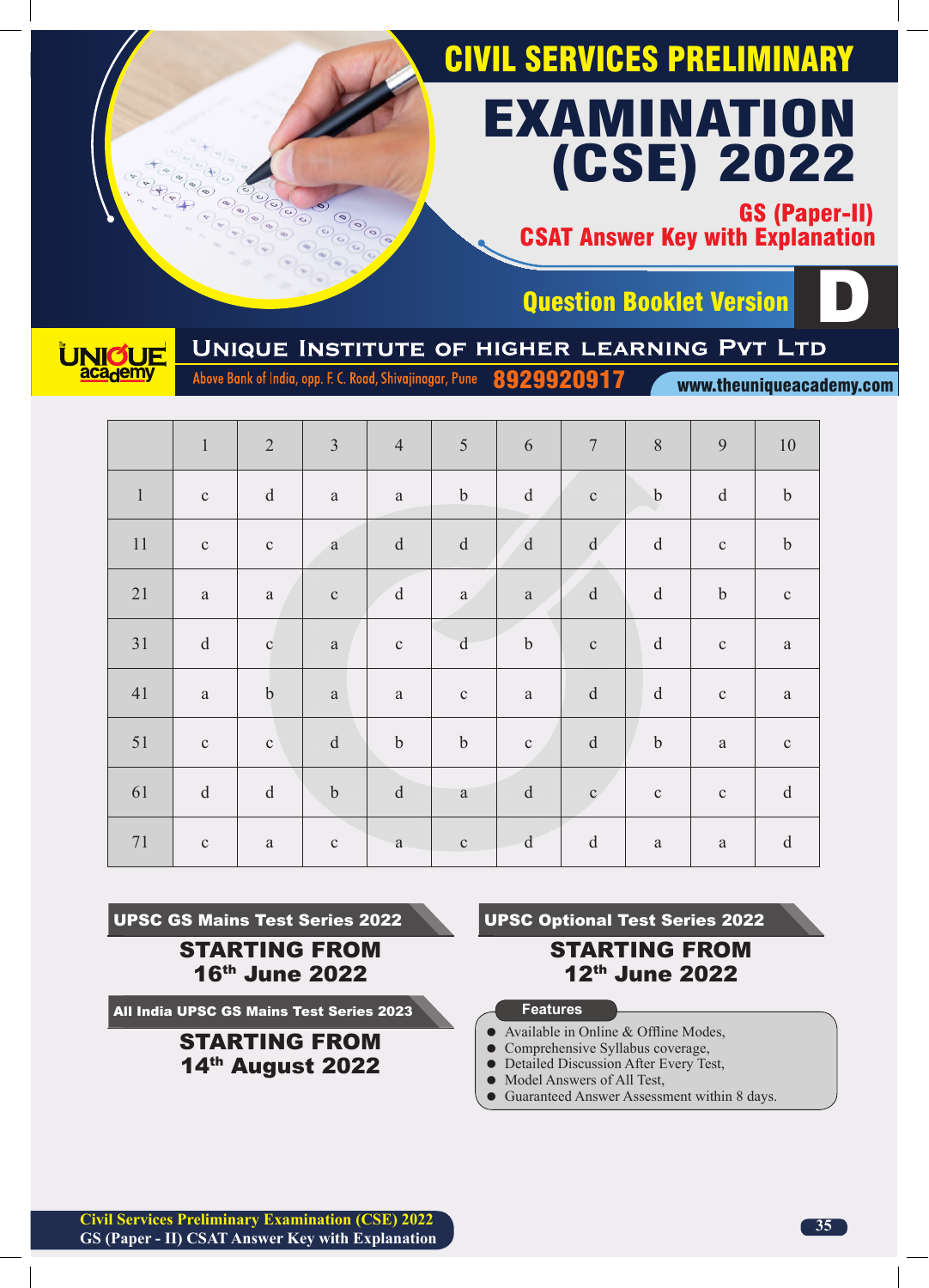# CIVIL SERVICES PRELIMINARY EXAMINATION (CSE) 2022

## GS (Paper-II) CSAT Answer Key with Explanation

### Question Booklet Version D

**UNIQUE INSTITUTE OF HIGHER LEARNING PVT LTD**

Above Bank of India, opp. F. C. Road, Shivajinagar, Pune 8929920917 www.theuniqueacademy.com

| | 1 | 2 | 3 | 4 | 5 | 6 | 7 | 8 | 9 | 10 |
|---|---|---|---|---|---|---|---|---|---|---|
| 1 | c | d | a | a | b | d | c | b | d | b |
| 11 | c | c | a | d | d | d | d | d | c | b |
| 21 | a | a | c | d | a | a | d | d | b | c |
| 31 | d | c | a | c | d | b | c | d | c | a |
| 41 | a | b | a | a | c | a | d | d | c | a |
| 51 | c | c | d | b | b | c | d | b | a | c |
| 61 | d | d | b | d | a | d | c | c | c | d |
| 71 | c | a | c | a | c | d | d | a | a | d |

**UPSC GS Mains Test Series 2022**

**STARTING FROM 16th June 2022**

**All India UPSC GS Mains Test Series 2023**

**STARTING FROM 14th August 2022**

**UPSC Optional Test Series 2022**

**STARTING FROM 12th June 2022**

**Features**

- Available in Online & Offline Modes,
- Comprehensive Syllabus coverage,
- Detailed Discussion After Every Test,
- Model Answers of All Test,
- Guaranteed Answer Assessment within 8 days.